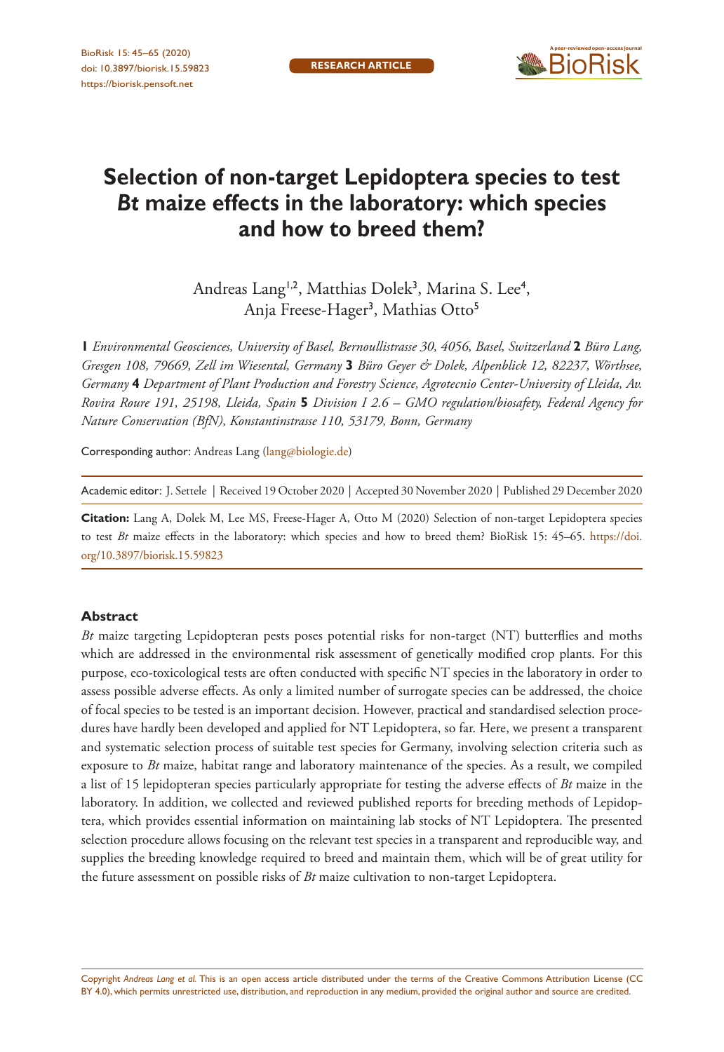RESEARCH ARTICLE

# Selection of non-target Lepidoptera species to test *Bt* maize effects in the laboratory: which species and how to breed them?

Andreas Lang[1,2], Matthias Dolek[3], Marina S. Lee[4], Anja Freese-Hager[3], Mathias Otto[5]

**1** *Environmental Geosciences, University of Basel, Bernoullistrasse 30, 4056, Basel, Switzerland* **2** *Büro Lang, Gresgen 108, 79669, Zell im Wiesental, Germany* **3** *Büro Geyer & Dolek, Alpenblick 12, 82237, Wörthsee, Germany* **4** *Department of Plant Production and Forestry Science, Agrotecnio Center-University of Lleida, Av. Rovira Roure 191, 25198, Lleida, Spain* **5** *Division I 2.6 – GMO regulation/biosafety, Federal Agency for Nature Conservation (BfN), Konstantinstrasse 110, 53179, Bonn, Germany*

Corresponding author: Andreas Lang (lang@biologie.de)

Academic editor: J. Settele | Received 19 October 2020 | Accepted 30 November 2020 | Published 29 December 2020

**Citation:** Lang A, Dolek M, Lee MS, Freese-Hager A, Otto M (2020) Selection of non-target Lepidoptera species to test *Bt* maize effects in the laboratory: which species and how to breed them? BioRisk 15: 45–65. https://doi.org/10.3897/biorisk.15.59823

## Abstract

*Bt* maize targeting Lepidopteran pests poses potential risks for non-target (NT) butterflies and moths which are addressed in the environmental risk assessment of genetically modified crop plants. For this purpose, eco-toxicological tests are often conducted with specific NT species in the laboratory in order to assess possible adverse effects. As only a limited number of surrogate species can be addressed, the choice of focal species to be tested is an important decision. However, practical and standardised selection procedures have hardly been developed and applied for NT Lepidoptera, so far. Here, we present a transparent and systematic selection process of suitable test species for Germany, involving selection criteria such as exposure to *Bt* maize, habitat range and laboratory maintenance of the species. As a result, we compiled a list of 15 lepidopteran species particularly appropriate for testing the adverse effects of *Bt* maize in the laboratory. In addition, we collected and reviewed published reports for breeding methods of Lepidoptera, which provides essential information on maintaining lab stocks of NT Lepidoptera. The presented selection procedure allows focusing on the relevant test species in a transparent and reproducible way, and supplies the breeding knowledge required to breed and maintain them, which will be of great utility for the future assessment on possible risks of *Bt* maize cultivation to non-target Lepidoptera.

Copyright *Andreas Lang et al.* This is an open access article distributed under the terms of the Creative Commons Attribution License (CC BY 4.0), which permits unrestricted use, distribution, and reproduction in any medium, provided the original author and source are credited.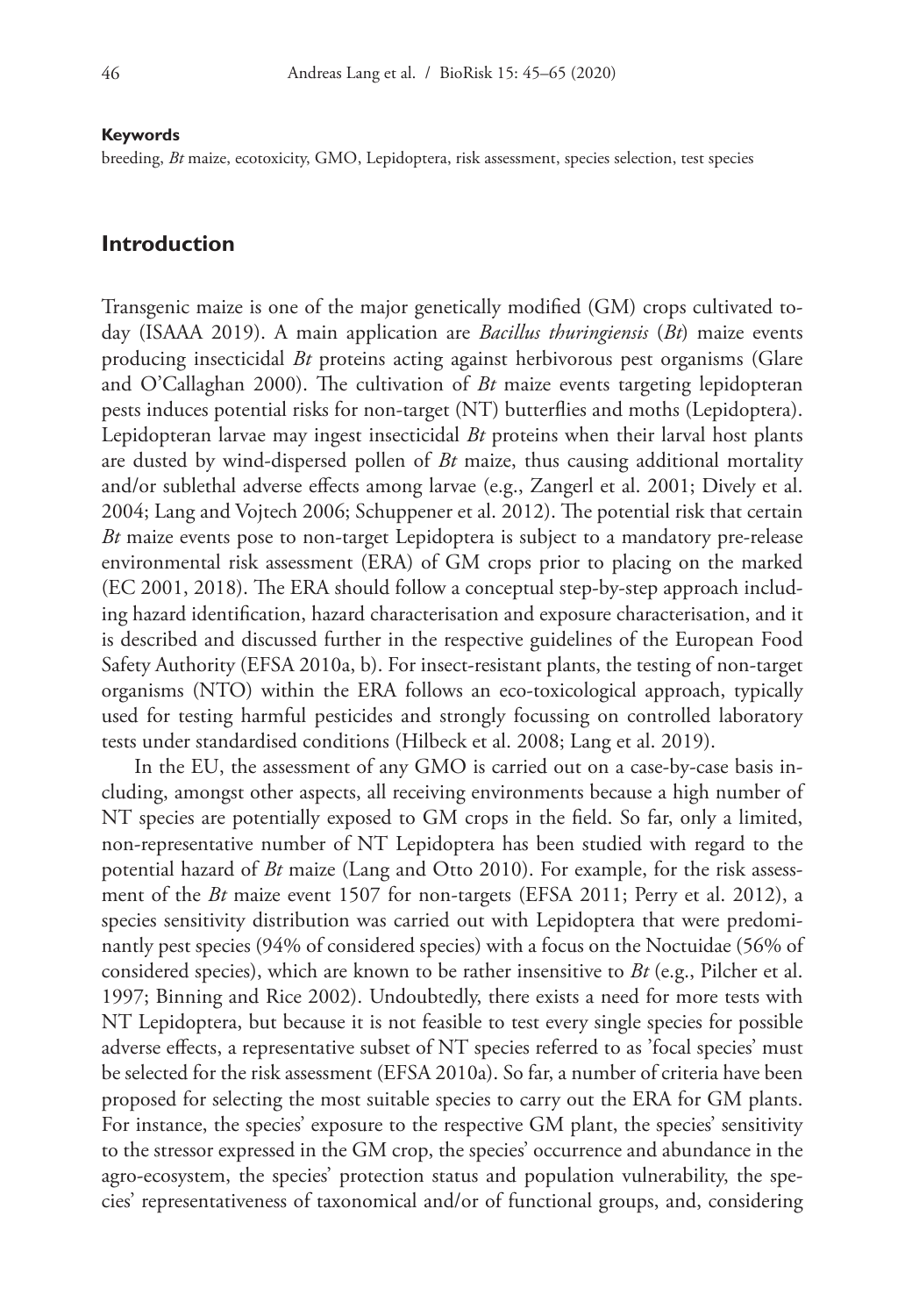**Keywords**

breeding, *Bt* maize, ecotoxicity, GMO, Lepidoptera, risk assessment, species selection, test species

## Introduction

Transgenic maize is one of the major genetically modified (GM) crops cultivated today (ISAAA 2019). A main application are *Bacillus thuringiensis* (*Bt*) maize events producing insecticidal *Bt* proteins acting against herbivorous pest organisms (Glare and O'Callaghan 2000). The cultivation of *Bt* maize events targeting lepidopteran pests induces potential risks for non-target (NT) butterflies and moths (Lepidoptera). Lepidopteran larvae may ingest insecticidal *Bt* proteins when their larval host plants are dusted by wind-dispersed pollen of *Bt* maize, thus causing additional mortality and/or sublethal adverse effects among larvae (e.g., Zangerl et al. 2001; Dively et al. 2004; Lang and Vojtech 2006; Schuppener et al. 2012). The potential risk that certain *Bt* maize events pose to non-target Lepidoptera is subject to a mandatory pre-release environmental risk assessment (ERA) of GM crops prior to placing on the marked (EC 2001, 2018). The ERA should follow a conceptual step-by-step approach including hazard identification, hazard characterisation and exposure characterisation, and it is described and discussed further in the respective guidelines of the European Food Safety Authority (EFSA 2010a, b). For insect-resistant plants, the testing of non-target organisms (NTO) within the ERA follows an eco-toxicological approach, typically used for testing harmful pesticides and strongly focussing on controlled laboratory tests under standardised conditions (Hilbeck et al. 2008; Lang et al. 2019).

In the EU, the assessment of any GMO is carried out on a case-by-case basis including, amongst other aspects, all receiving environments because a high number of NT species are potentially exposed to GM crops in the field. So far, only a limited, non-representative number of NT Lepidoptera has been studied with regard to the potential hazard of *Bt* maize (Lang and Otto 2010). For example, for the risk assessment of the *Bt* maize event 1507 for non-targets (EFSA 2011; Perry et al. 2012), a species sensitivity distribution was carried out with Lepidoptera that were predominantly pest species (94% of considered species) with a focus on the Noctuidae (56% of considered species), which are known to be rather insensitive to *Bt* (e.g., Pilcher et al. 1997; Binning and Rice 2002). Undoubtedly, there exists a need for more tests with NT Lepidoptera, but because it is not feasible to test every single species for possible adverse effects, a representative subset of NT species referred to as 'focal species' must be selected for the risk assessment (EFSA 2010a). So far, a number of criteria have been proposed for selecting the most suitable species to carry out the ERA for GM plants. For instance, the species' exposure to the respective GM plant, the species' sensitivity to the stressor expressed in the GM crop, the species' occurrence and abundance in the agro-ecosystem, the species' protection status and population vulnerability, the species' representativeness of taxonomical and/or of functional groups, and, considering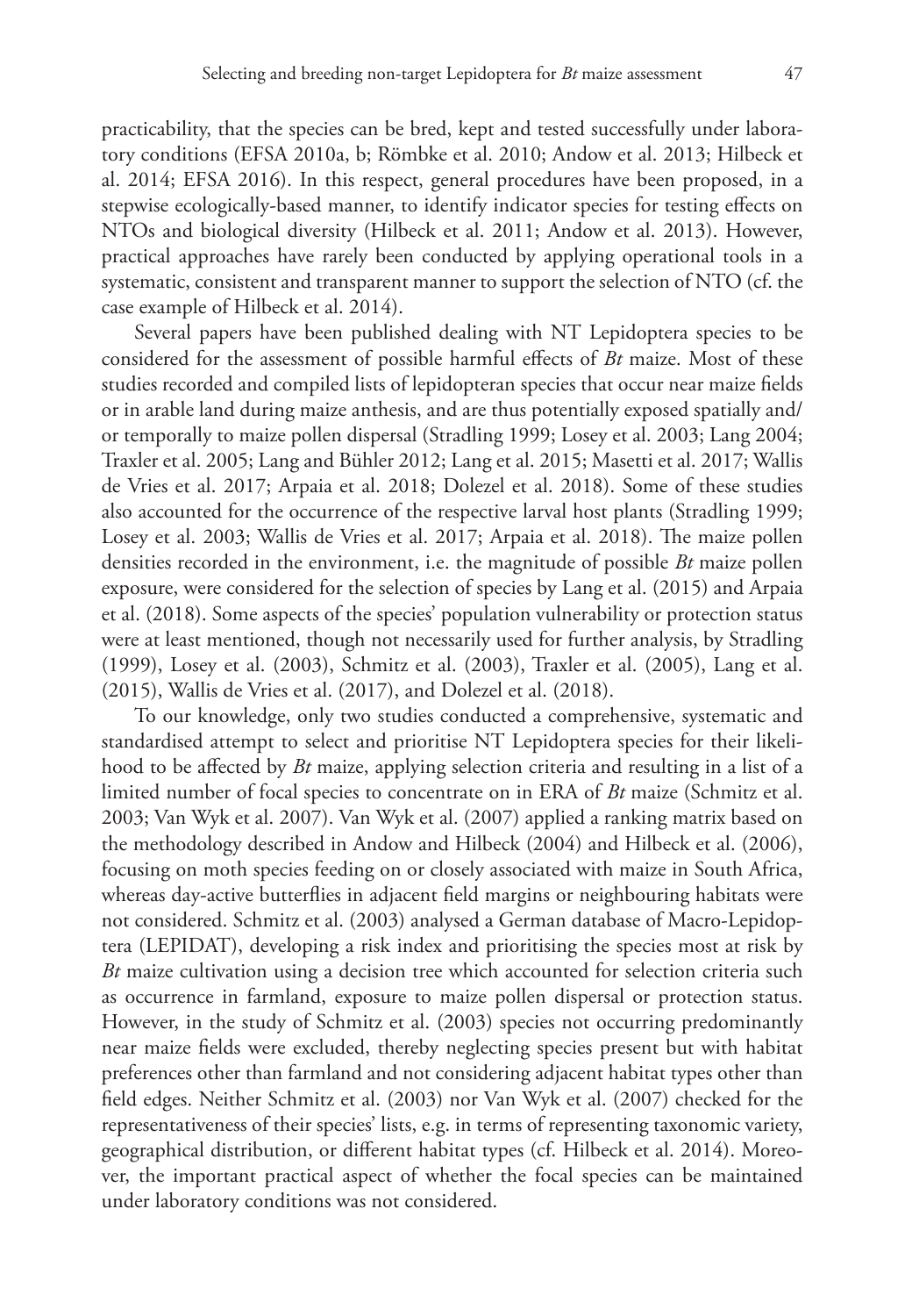practicability, that the species can be bred, kept and tested successfully under laboratory conditions (EFSA 2010a, b; Römbke et al. 2010; Andow et al. 2013; Hilbeck et al. 2014; EFSA 2016). In this respect, general procedures have been proposed, in a stepwise ecologically-based manner, to identify indicator species for testing effects on NTOs and biological diversity (Hilbeck et al. 2011; Andow et al. 2013). However, practical approaches have rarely been conducted by applying operational tools in a systematic, consistent and transparent manner to support the selection of NTO (cf. the case example of Hilbeck et al. 2014).

Several papers have been published dealing with NT Lepidoptera species to be considered for the assessment of possible harmful effects of *Bt* maize. Most of these studies recorded and compiled lists of lepidopteran species that occur near maize fields or in arable land during maize anthesis, and are thus potentially exposed spatially and/or temporally to maize pollen dispersal (Stradling 1999; Losey et al. 2003; Lang 2004; Traxler et al. 2005; Lang and Bühler 2012; Lang et al. 2015; Masetti et al. 2017; Wallis de Vries et al. 2017; Arpaia et al. 2018; Dolezel et al. 2018). Some of these studies also accounted for the occurrence of the respective larval host plants (Stradling 1999; Losey et al. 2003; Wallis de Vries et al. 2017; Arpaia et al. 2018). The maize pollen densities recorded in the environment, i.e. the magnitude of possible *Bt* maize pollen exposure, were considered for the selection of species by Lang et al. (2015) and Arpaia et al. (2018). Some aspects of the species' population vulnerability or protection status were at least mentioned, though not necessarily used for further analysis, by Stradling (1999), Losey et al. (2003), Schmitz et al. (2003), Traxler et al. (2005), Lang et al. (2015), Wallis de Vries et al. (2017), and Dolezel et al. (2018).

To our knowledge, only two studies conducted a comprehensive, systematic and standardised attempt to select and prioritise NT Lepidoptera species for their likelihood to be affected by *Bt* maize, applying selection criteria and resulting in a list of a limited number of focal species to concentrate on in ERA of *Bt* maize (Schmitz et al. 2003; Van Wyk et al. 2007). Van Wyk et al. (2007) applied a ranking matrix based on the methodology described in Andow and Hilbeck (2004) and Hilbeck et al. (2006), focusing on moth species feeding on or closely associated with maize in South Africa, whereas day-active butterflies in adjacent field margins or neighbouring habitats were not considered. Schmitz et al. (2003) analysed a German database of Macro-Lepidoptera (LEPIDAT), developing a risk index and prioritising the species most at risk by *Bt* maize cultivation using a decision tree which accounted for selection criteria such as occurrence in farmland, exposure to maize pollen dispersal or protection status. However, in the study of Schmitz et al. (2003) species not occurring predominantly near maize fields were excluded, thereby neglecting species present but with habitat preferences other than farmland and not considering adjacent habitat types other than field edges. Neither Schmitz et al. (2003) nor Van Wyk et al. (2007) checked for the representativeness of their species' lists, e.g. in terms of representing taxonomic variety, geographical distribution, or different habitat types (cf. Hilbeck et al. 2014). Moreover, the important practical aspect of whether the focal species can be maintained under laboratory conditions was not considered.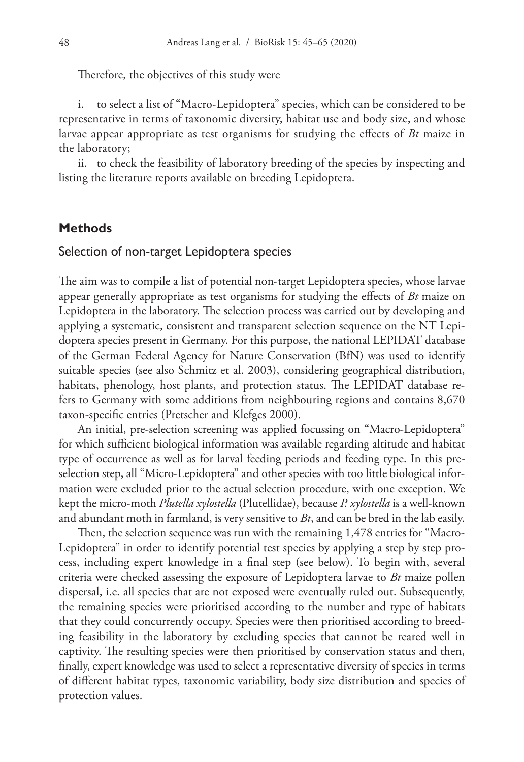Therefore, the objectives of this study were

i. to select a list of "Macro-Lepidoptera" species, which can be considered to be representative in terms of taxonomic diversity, habitat use and body size, and whose larvae appear appropriate as test organisms for studying the effects of *Bt* maize in the laboratory;

ii. to check the feasibility of laboratory breeding of the species by inspecting and listing the literature reports available on breeding Lepidoptera.

## Methods

### Selection of non-target Lepidoptera species

The aim was to compile a list of potential non-target Lepidoptera species, whose larvae appear generally appropriate as test organisms for studying the effects of *Bt* maize on Lepidoptera in the laboratory. The selection process was carried out by developing and applying a systematic, consistent and transparent selection sequence on the NT Lepidoptera species present in Germany. For this purpose, the national LEPIDAT database of the German Federal Agency for Nature Conservation (BfN) was used to identify suitable species (see also Schmitz et al. 2003), considering geographical distribution, habitats, phenology, host plants, and protection status. The LEPIDAT database refers to Germany with some additions from neighbouring regions and contains 8,670 taxon-specific entries (Pretscher and Klefges 2000).

An initial, pre-selection screening was applied focussing on "Macro-Lepidoptera" for which sufficient biological information was available regarding altitude and habitat type of occurrence as well as for larval feeding periods and feeding type. In this pre-selection step, all "Micro-Lepidoptera" and other species with too little biological information were excluded prior to the actual selection procedure, with one exception. We kept the micro-moth *Plutella xylostella* (Plutellidae), because *P. xylostella* is a well-known and abundant moth in farmland, is very sensitive to *Bt*, and can be bred in the lab easily.

Then, the selection sequence was run with the remaining 1,478 entries for "Macro-Lepidoptera" in order to identify potential test species by applying a step by step process, including expert knowledge in a final step (see below). To begin with, several criteria were checked assessing the exposure of Lepidoptera larvae to *Bt* maize pollen dispersal, i.e. all species that are not exposed were eventually ruled out. Subsequently, the remaining species were prioritised according to the number and type of habitats that they could concurrently occupy. Species were then prioritised according to breeding feasibility in the laboratory by excluding species that cannot be reared well in captivity. The resulting species were then prioritised by conservation status and then, finally, expert knowledge was used to select a representative diversity of species in terms of different habitat types, taxonomic variability, body size distribution and species of protection values.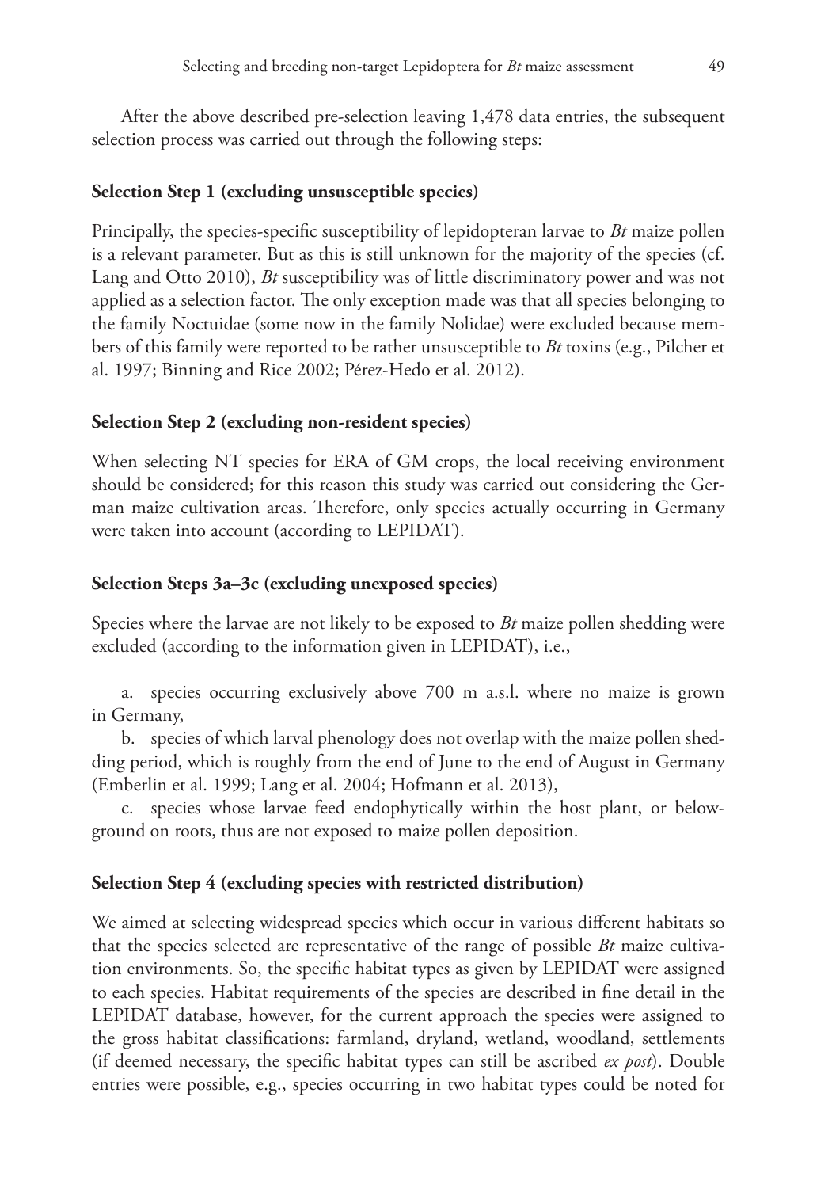After the above described pre-selection leaving 1,478 data entries, the subsequent selection process was carried out through the following steps:

#### Selection Step 1 (excluding unsusceptible species)

Principally, the species-specific susceptibility of lepidopteran larvae to *Bt* maize pollen is a relevant parameter. But as this is still unknown for the majority of the species (cf. Lang and Otto 2010), *Bt* susceptibility was of little discriminatory power and was not applied as a selection factor. The only exception made was that all species belonging to the family Noctuidae (some now in the family Nolidae) were excluded because members of this family were reported to be rather unsusceptible to *Bt* toxins (e.g., Pilcher et al. 1997; Binning and Rice 2002; Pérez-Hedo et al. 2012).

#### Selection Step 2 (excluding non-resident species)

When selecting NT species for ERA of GM crops, the local receiving environment should be considered; for this reason this study was carried out considering the German maize cultivation areas. Therefore, only species actually occurring in Germany were taken into account (according to LEPIDAT).

#### Selection Steps 3a–3c (excluding unexposed species)

Species where the larvae are not likely to be exposed to *Bt* maize pollen shedding were excluded (according to the information given in LEPIDAT), i.e.,

a. species occurring exclusively above 700 m a.s.l. where no maize is grown in Germany,

b. species of which larval phenology does not overlap with the maize pollen shedding period, which is roughly from the end of June to the end of August in Germany (Emberlin et al. 1999; Lang et al. 2004; Hofmann et al. 2013),

c. species whose larvae feed endophytically within the host plant, or below-ground on roots, thus are not exposed to maize pollen deposition.

#### Selection Step 4 (excluding species with restricted distribution)

We aimed at selecting widespread species which occur in various different habitats so that the species selected are representative of the range of possible *Bt* maize cultivation environments. So, the specific habitat types as given by LEPIDAT were assigned to each species. Habitat requirements of the species are described in fine detail in the LEPIDAT database, however, for the current approach the species were assigned to the gross habitat classifications: farmland, dryland, wetland, woodland, settlements (if deemed necessary, the specific habitat types can still be ascribed *ex post*). Double entries were possible, e.g., species occurring in two habitat types could be noted for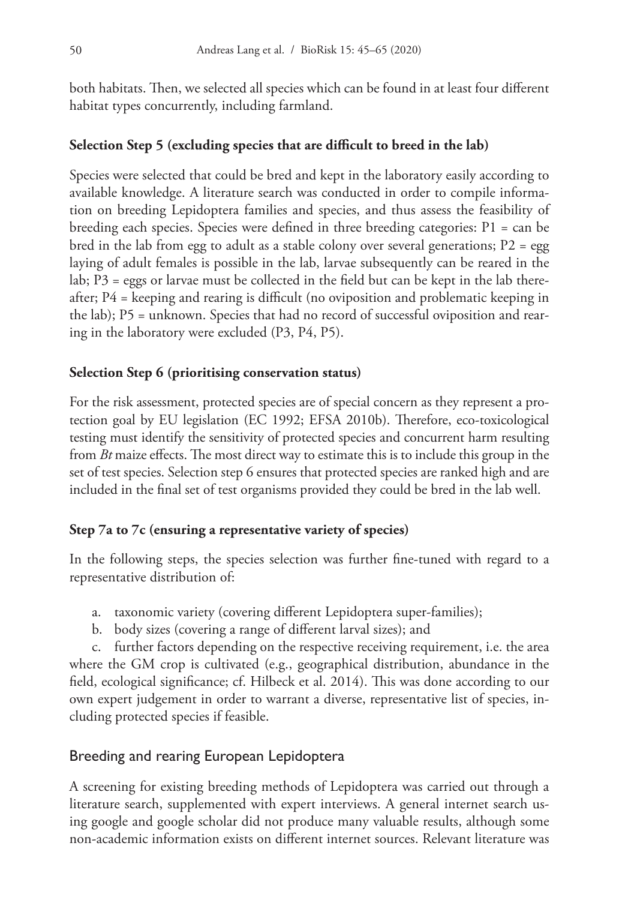both habitats. Then, we selected all species which can be found in at least four different habitat types concurrently, including farmland.

### Selection Step 5 (excluding species that are difficult to breed in the lab)

Species were selected that could be bred and kept in the laboratory easily according to available knowledge. A literature search was conducted in order to compile information on breeding Lepidoptera families and species, and thus assess the feasibility of breeding each species. Species were defined in three breeding categories: P1 = can be bred in the lab from egg to adult as a stable colony over several generations; P2 = egg laying of adult females is possible in the lab, larvae subsequently can be reared in the lab; P3 = eggs or larvae must be collected in the field but can be kept in the lab thereafter; P4 = keeping and rearing is difficult (no oviposition and problematic keeping in the lab); P5 = unknown. Species that had no record of successful oviposition and rearing in the laboratory were excluded (P3, P4, P5).

### Selection Step 6 (prioritising conservation status)

For the risk assessment, protected species are of special concern as they represent a protection goal by EU legislation (EC 1992; EFSA 2010b). Therefore, eco-toxicological testing must identify the sensitivity of protected species and concurrent harm resulting from *Bt* maize effects. The most direct way to estimate this is to include this group in the set of test species. Selection step 6 ensures that protected species are ranked high and are included in the final set of test organisms provided they could be bred in the lab well.

### Step 7a to 7c (ensuring a representative variety of species)

In the following steps, the species selection was further fine-tuned with regard to a representative distribution of:

a. taxonomic variety (covering different Lepidoptera super-families);
b. body sizes (covering a range of different larval sizes); and
c. further factors depending on the respective receiving requirement, i.e. the area where the GM crop is cultivated (e.g., geographical distribution, abundance in the field, ecological significance; cf. Hilbeck et al. 2014). This was done according to our own expert judgement in order to warrant a diverse, representative list of species, including protected species if feasible.

## Breeding and rearing European Lepidoptera

A screening for existing breeding methods of Lepidoptera was carried out through a literature search, supplemented with expert interviews. A general internet search using google and google scholar did not produce many valuable results, although some non-academic information exists on different internet sources. Relevant literature was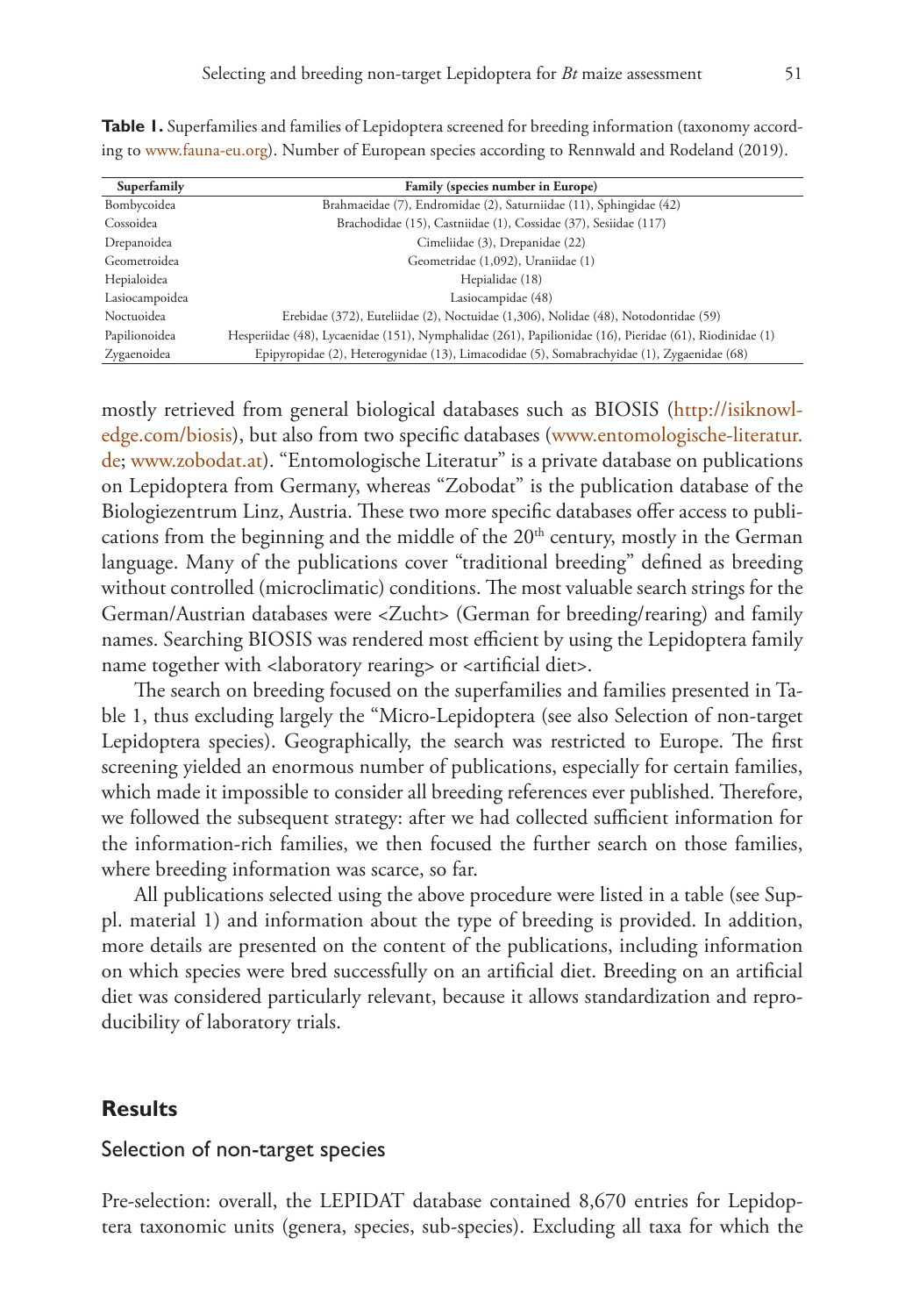**Table 1.** Superfamilies and families of Lepidoptera screened for breeding information (taxonomy according to www.fauna-eu.org). Number of European species according to Rennwald and Rodeland (2019).

| Superfamily | Family (species number in Europe) |
|---|---|
| Bombycoidea | Brahmaeidae (7), Endromidae (2), Saturniidae (11), Sphingidae (42) |
| Cossoidea | Brachodidae (15), Castniidae (1), Cossidae (37), Sesiidae (117) |
| Drepanoidea | Cimeliidae (3), Drepanidae (22) |
| Geometroidea | Geometridae (1,092), Uraniidae (1) |
| Hepialoidea | Hepialidae (18) |
| Lasiocampoidea | Lasiocampidae (48) |
| Noctuoidea | Erebidae (372), Euteliidae (2), Noctuidae (1,306), Nolidae (48), Notodontidae (59) |
| Papilionoidea | Hesperiidae (48), Lycaenidae (151), Nymphalidae (261), Papilionidae (16), Pieridae (61), Riodinidae (1) |
| Zygaenoidea | Epipyropidae (2), Heterogynidae (13), Limacodidae (5), Somabrachyidae (1), Zygaenidae (68) |

mostly retrieved from general biological databases such as BIOSIS (http://isiknowledge.com/biosis), but also from two specific databases (www.entomologische-literatur.de; www.zobodat.at). "Entomologische Literatur" is a private database on publications on Lepidoptera from Germany, whereas "Zobodat" is the publication database of the Biologiezentrum Linz, Austria. These two more specific databases offer access to publications from the beginning and the middle of the 20th century, mostly in the German language. Many of the publications cover "traditional breeding" defined as breeding without controlled (microclimatic) conditions. The most valuable search strings for the German/Austrian databases were <Zucht> (German for breeding/rearing) and family names. Searching BIOSIS was rendered most efficient by using the Lepidoptera family name together with <laboratory rearing> or <artificial diet>.

The search on breeding focused on the superfamilies and families presented in Table 1, thus excluding largely the "Micro-Lepidoptera (see also Selection of non-target Lepidoptera species). Geographically, the search was restricted to Europe. The first screening yielded an enormous number of publications, especially for certain families, which made it impossible to consider all breeding references ever published. Therefore, we followed the subsequent strategy: after we had collected sufficient information for the information-rich families, we then focused the further search on those families, where breeding information was scarce, so far.

All publications selected using the above procedure were listed in a table (see Suppl. material 1) and information about the type of breeding is provided. In addition, more details are presented on the content of the publications, including information on which species were bred successfully on an artificial diet. Breeding on an artificial diet was considered particularly relevant, because it allows standardization and reproducibility of laboratory trials.

## Results

### Selection of non-target species

Pre-selection: overall, the LEPIDAT database contained 8,670 entries for Lepidoptera taxonomic units (genera, species, sub-species). Excluding all taxa for which the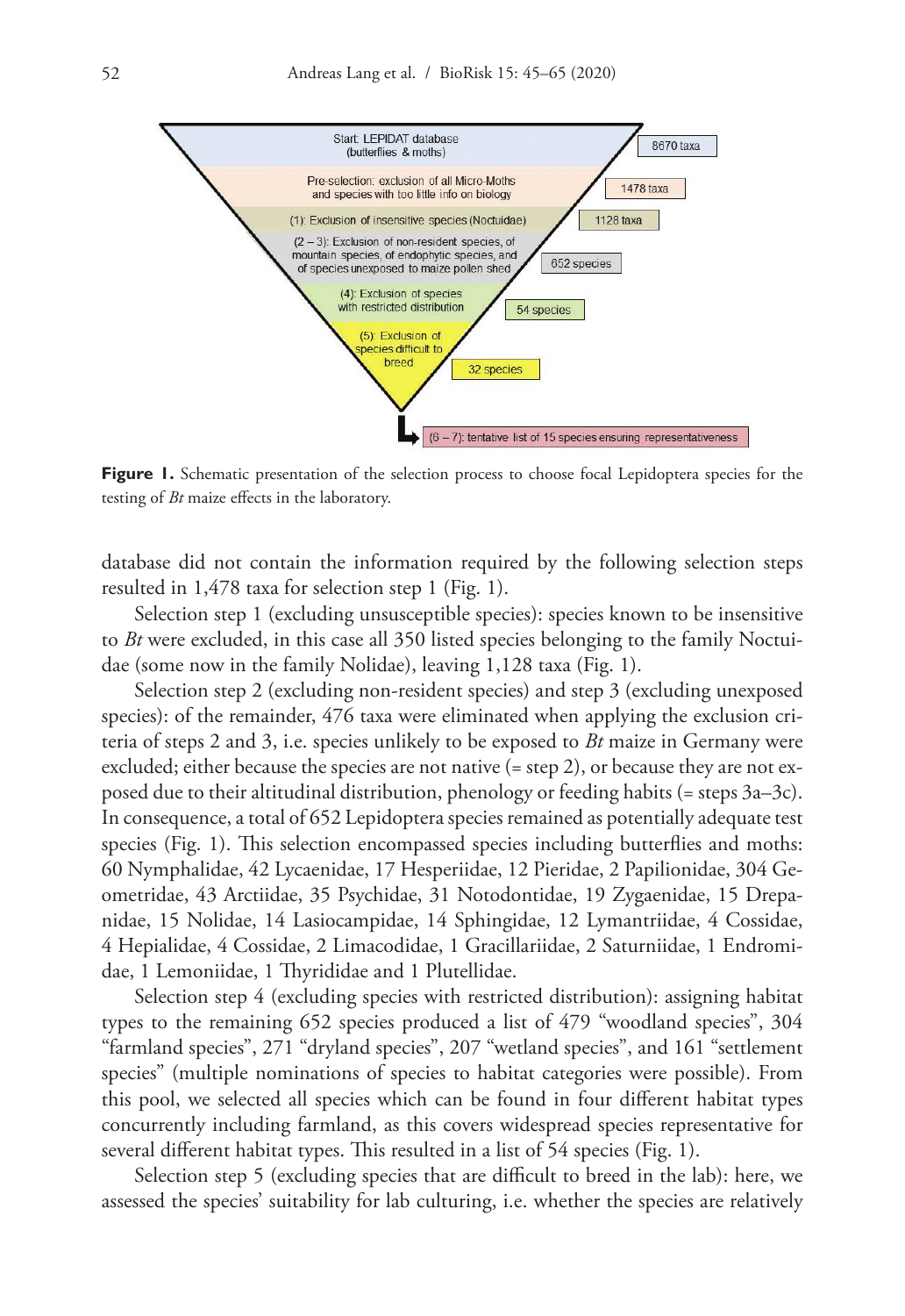**Figure 1.** Schematic presentation of the selection process to choose focal Lepidoptera species for the testing of *Bt* maize effects in the laboratory.

database did not contain the information required by the following selection steps resulted in 1,478 taxa for selection step 1 (Fig. 1).

Selection step 1 (excluding unsusceptible species): species known to be insensitive to *Bt* were excluded, in this case all 350 listed species belonging to the family Noctuidae (some now in the family Nolidae), leaving 1,128 taxa (Fig. 1).

Selection step 2 (excluding non-resident species) and step 3 (excluding unexposed species): of the remainder, 476 taxa were eliminated when applying the exclusion criteria of steps 2 and 3, i.e. species unlikely to be exposed to *Bt* maize in Germany were excluded; either because the species are not native (= step 2), or because they are not exposed due to their altitudinal distribution, phenology or feeding habits (= steps 3a–3c). In consequence, a total of 652 Lepidoptera species remained as potentially adequate test species (Fig. 1). This selection encompassed species including butterflies and moths: 60 Nymphalidae, 42 Lycaenidae, 17 Hesperiidae, 12 Pieridae, 2 Papilionidae, 304 Geometridae, 43 Arctiidae, 35 Psychidae, 31 Notodontidae, 19 Zygaenidae, 15 Drepanidae, 15 Nolidae, 14 Lasiocampidae, 14 Sphingidae, 12 Lymantriidae, 4 Cossidae, 4 Hepialidae, 4 Cossidae, 2 Limacodidae, 1 Gracillariidae, 2 Saturniidae, 1 Endromidae, 1 Lemoniidae, 1 Thyrididae and 1 Plutellidae.

Selection step 4 (excluding species with restricted distribution): assigning habitat types to the remaining 652 species produced a list of 479 "woodland species", 304 "farmland species", 271 "dryland species", 207 "wetland species", and 161 "settlement species" (multiple nominations of species to habitat categories were possible). From this pool, we selected all species which can be found in four different habitat types concurrently including farmland, as this covers widespread species representative for several different habitat types. This resulted in a list of 54 species (Fig. 1).

Selection step 5 (excluding species that are difficult to breed in the lab): here, we assessed the species' suitability for lab culturing, i.e. whether the species are relatively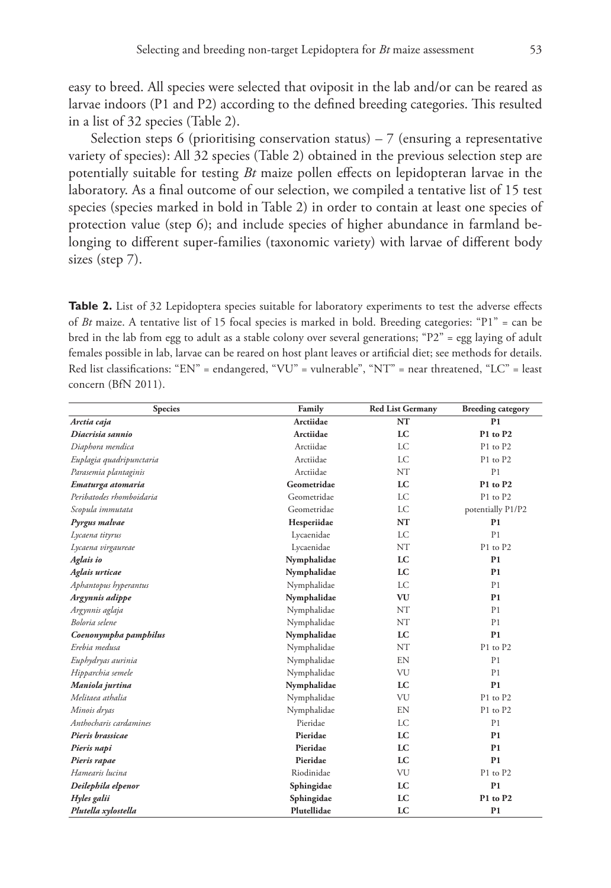easy to breed. All species were selected that oviposit in the lab and/or can be reared as larvae indoors (P1 and P2) according to the defined breeding categories. This resulted in a list of 32 species (Table 2).

Selection steps 6 (prioritising conservation status) – 7 (ensuring a representative variety of species): All 32 species (Table 2) obtained in the previous selection step are potentially suitable for testing *Bt* maize pollen effects on lepidopteran larvae in the laboratory. As a final outcome of our selection, we compiled a tentative list of 15 test species (species marked in bold in Table 2) in order to contain at least one species of protection value (step 6); and include species of higher abundance in farmland belonging to different super-families (taxonomic variety) with larvae of different body sizes (step 7).

**Table 2.** List of 32 Lepidoptera species suitable for laboratory experiments to test the adverse effects of *Bt* maize. A tentative list of 15 focal species is marked in bold. Breeding categories: "P1" = can be bred in the lab from egg to adult as a stable colony over several generations; "P2" = egg laying of adult females possible in lab, larvae can be reared on host plant leaves or artificial diet; see methods for details. Red list classifications: "EN" = endangered, "VU" = vulnerable", "NT" = near threatened, "LC" = least concern (BfN 2011).

| Species | Family | Red List Germany | Breeding category |
|---|---|---|---|
| ***Arctia caja*** | **Arctiidae** | **NT** | **P1** |
| ***Diacrisia sannio*** | **Arctiidae** | **LC** | **P1 to P2** |
| *Diaphora mendica* | Arctiidae | LC | P1 to P2 |
| *Euplagia quadripunctaria* | Arctiidae | LC | P1 to P2 |
| *Parasemia plantaginis* | Arctiidae | NT | P1 |
| ***Ematurga atomaria*** | **Geometridae** | **LC** | **P1 to P2** |
| *Peribatodes rhomboidaria* | Geometridae | LC | P1 to P2 |
| *Scopula immutata* | Geometridae | LC | potentially P1/P2 |
| ***Pyrgus malvae*** | **Hesperiidae** | **NT** | **P1** |
| *Lycaena tityrus* | Lycaenidae | LC | P1 |
| *Lycaena virgaureae* | Lycaenidae | NT | P1 to P2 |
| ***Aglais io*** | **Nymphalidae** | **LC** | **P1** |
| ***Aglais urticae*** | **Nymphalidae** | **LC** | **P1** |
| *Aphantopus hyperantus* | Nymphalidae | LC | P1 |
| ***Argynnis adippe*** | **Nymphalidae** | **VU** | **P1** |
| *Argynnis aglaja* | Nymphalidae | NT | P1 |
| *Boloria selene* | Nymphalidae | NT | P1 |
| ***Coenonympha pamphilus*** | **Nymphalidae** | **LC** | **P1** |
| *Erebia medusa* | Nymphalidae | NT | P1 to P2 |
| *Euphydryas aurinia* | Nymphalidae | EN | P1 |
| *Hipparchia semele* | Nymphalidae | VU | P1 |
| ***Maniola jurtina*** | **Nymphalidae** | **LC** | **P1** |
| *Melitaea athalia* | Nymphalidae | VU | P1 to P2 |
| *Minois dryas* | Nymphalidae | EN | P1 to P2 |
| *Anthocharis cardamines* | Pieridae | LC | P1 |
| ***Pieris brassicae*** | **Pieridae** | **LC** | **P1** |
| ***Pieris napi*** | **Pieridae** | **LC** | **P1** |
| ***Pieris rapae*** | **Pieridae** | **LC** | **P1** |
| *Hamearis lucina* | Riodinidae | VU | P1 to P2 |
| ***Deilephila elpenor*** | **Sphingidae** | **LC** | **P1** |
| ***Hyles galii*** | **Sphingidae** | **LC** | **P1 to P2** |
| ***Plutella xylostella*** | **Plutellidae** | **LC** | **P1** |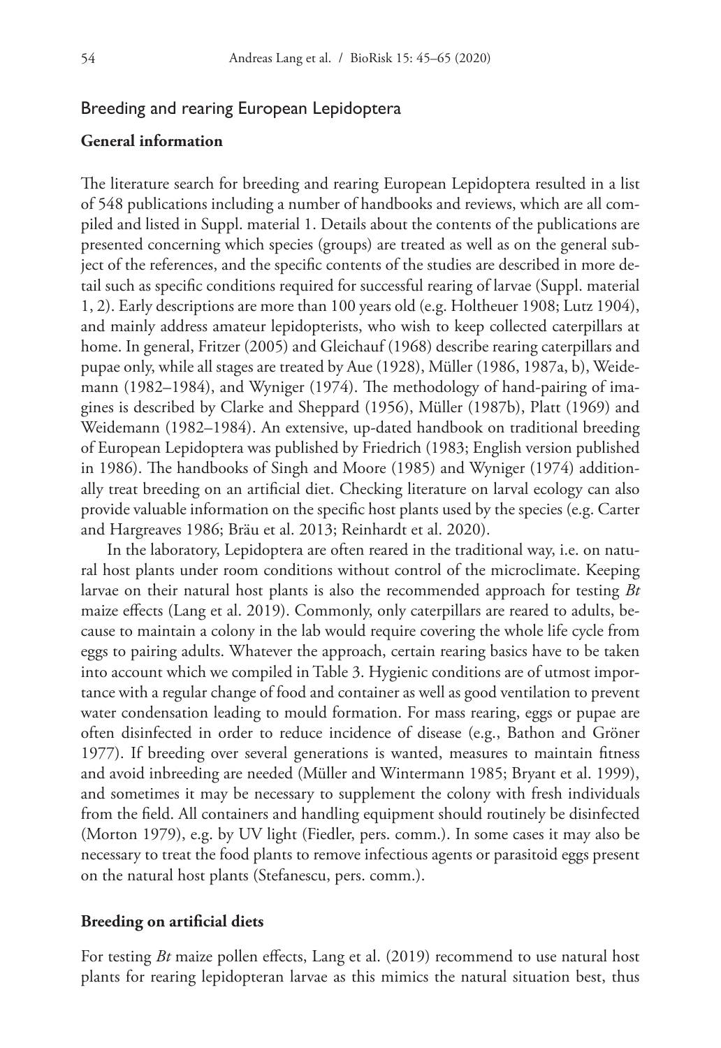## Breeding and rearing European Lepidoptera

### General information

The literature search for breeding and rearing European Lepidoptera resulted in a list of 548 publications including a number of handbooks and reviews, which are all compiled and listed in Suppl. material 1. Details about the contents of the publications are presented concerning which species (groups) are treated as well as on the general subject of the references, and the specific contents of the studies are described in more detail such as specific conditions required for successful rearing of larvae (Suppl. material 1, 2). Early descriptions are more than 100 years old (e.g. Holtheuer 1908; Lutz 1904), and mainly address amateur lepidopterists, who wish to keep collected caterpillars at home. In general, Fritzer (2005) and Gleichauf (1968) describe rearing caterpillars and pupae only, while all stages are treated by Aue (1928), Müller (1986, 1987a, b), Weidemann (1982–1984), and Wyniger (1974). The methodology of hand-pairing of imagines is described by Clarke and Sheppard (1956), Müller (1987b), Platt (1969) and Weidemann (1982–1984). An extensive, up-dated handbook on traditional breeding of European Lepidoptera was published by Friedrich (1983; English version published in 1986). The handbooks of Singh and Moore (1985) and Wyniger (1974) additionally treat breeding on an artificial diet. Checking literature on larval ecology can also provide valuable information on the specific host plants used by the species (e.g. Carter and Hargreaves 1986; Bräu et al. 2013; Reinhardt et al. 2020).

In the laboratory, Lepidoptera are often reared in the traditional way, i.e. on natural host plants under room conditions without control of the microclimate. Keeping larvae on their natural host plants is also the recommended approach for testing *Bt* maize effects (Lang et al. 2019). Commonly, only caterpillars are reared to adults, because to maintain a colony in the lab would require covering the whole life cycle from eggs to pairing adults. Whatever the approach, certain rearing basics have to be taken into account which we compiled in Table 3. Hygienic conditions are of utmost importance with a regular change of food and container as well as good ventilation to prevent water condensation leading to mould formation. For mass rearing, eggs or pupae are often disinfected in order to reduce incidence of disease (e.g., Bathon and Gröner 1977). If breeding over several generations is wanted, measures to maintain fitness and avoid inbreeding are needed (Müller and Wintermann 1985; Bryant et al. 1999), and sometimes it may be necessary to supplement the colony with fresh individuals from the field. All containers and handling equipment should routinely be disinfected (Morton 1979), e.g. by UV light (Fiedler, pers. comm.). In some cases it may also be necessary to treat the food plants to remove infectious agents or parasitoid eggs present on the natural host plants (Stefanescu, pers. comm.).

### Breeding on artificial diets

For testing *Bt* maize pollen effects, Lang et al. (2019) recommend to use natural host plants for rearing lepidopteran larvae as this mimics the natural situation best, thus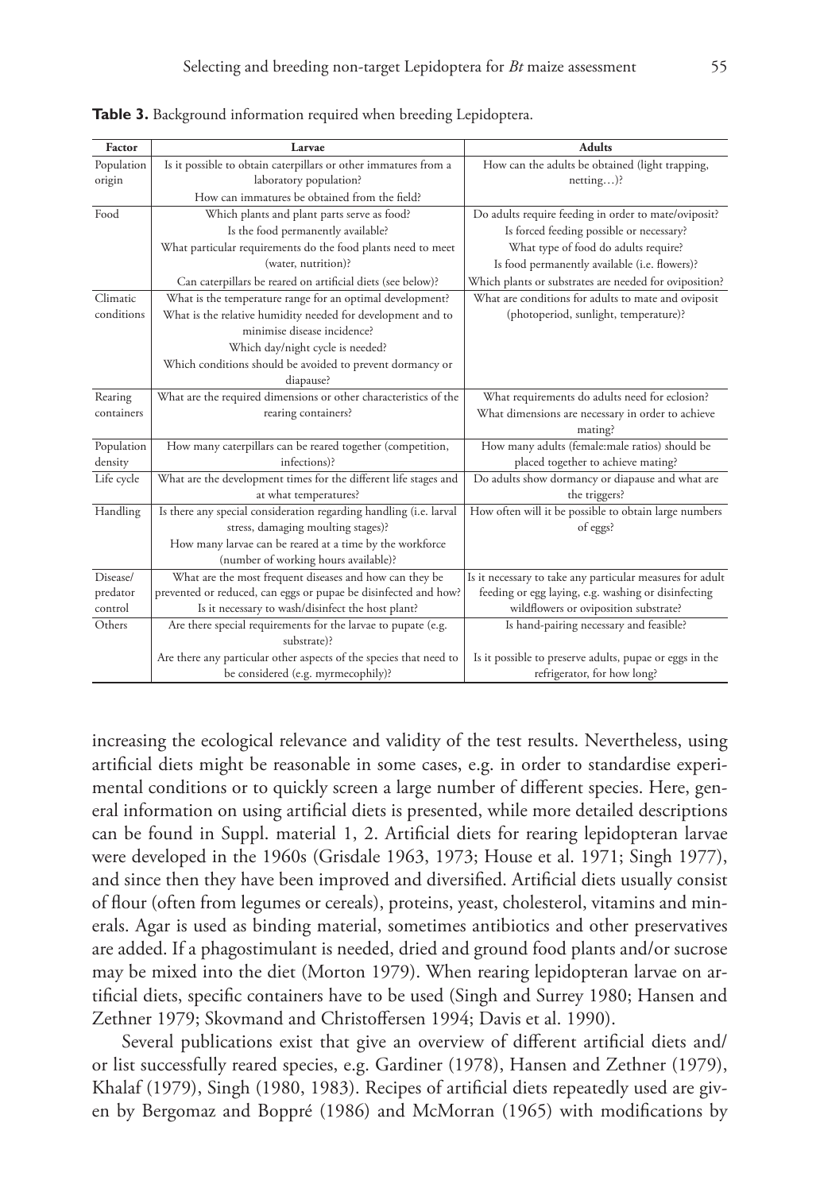**Table 3.** Background information required when breeding Lepidoptera.

| Factor | Larvae | Adults |
|---|---|---|
| Population origin | Is it possible to obtain caterpillars or other immatures from a laboratory population?<br>How can immatures be obtained from the field? | How can the adults be obtained (light trapping, netting…)? |
| Food | Which plants and plant parts serve as food?<br>Is the food permanently available?<br>What particular requirements do the food plants need to meet (water, nutrition)?<br>Can caterpillars be reared on artificial diets (see below)? | Do adults require feeding in order to mate/oviposit?<br>Is forced feeding possible or necessary?<br>What type of food do adults require?<br>Is food permanently available (i.e. flowers)?<br>Which plants or substrates are needed for oviposition? |
| Climatic conditions | What is the temperature range for an optimal development?<br>What is the relative humidity needed for development and to minimise disease incidence?<br>Which day/night cycle is needed?<br>Which conditions should be avoided to prevent dormancy or diapause? | What are conditions for adults to mate and oviposit (photoperiod, sunlight, temperature)? |
| Rearing containers | What are the required dimensions or other characteristics of the rearing containers? | What requirements do adults need for eclosion?<br>What dimensions are necessary in order to achieve mating? |
| Population density | How many caterpillars can be reared together (competition, infections)? | How many adults (female:male ratios) should be placed together to achieve mating? |
| Life cycle | What are the development times for the different life stages and at what temperatures? | Do adults show dormancy or diapause and what are the triggers? |
| Handling | Is there any special consideration regarding handling (i.e. larval stress, damaging moulting stages)?<br>How many larvae can be reared at a time by the workforce (number of working hours available)? | How often will it be possible to obtain large numbers of eggs? |
| Disease/ predator control | What are the most frequent diseases and how can they be prevented or reduced, can eggs or pupae be disinfected and how?<br>Is it necessary to wash/disinfect the host plant? | Is it necessary to take any particular measures for adult feeding or egg laying, e.g. washing or disinfecting wildflowers or oviposition substrate? |
| Others | Are there special requirements for the larvae to pupate (e.g. substrate)?<br>Are there any particular other aspects of the species that need to be considered (e.g. myrmecophily)? | Is hand-pairing necessary and feasible?<br>Is it possible to preserve adults, pupae or eggs in the refrigerator, for how long? |

increasing the ecological relevance and validity of the test results. Nevertheless, using artificial diets might be reasonable in some cases, e.g. in order to standardise experimental conditions or to quickly screen a large number of different species. Here, general information on using artificial diets is presented, while more detailed descriptions can be found in Suppl. material 1, 2. Artificial diets for rearing lepidopteran larvae were developed in the 1960s (Grisdale 1963, 1973; House et al. 1971; Singh 1977), and since then they have been improved and diversified. Artificial diets usually consist of flour (often from legumes or cereals), proteins, yeast, cholesterol, vitamins and minerals. Agar is used as binding material, sometimes antibiotics and other preservatives are added. If a phagostimulant is needed, dried and ground food plants and/or sucrose may be mixed into the diet (Morton 1979). When rearing lepidopteran larvae on artificial diets, specific containers have to be used (Singh and Surrey 1980; Hansen and Zethner 1979; Skovmand and Christoffersen 1994; Davis et al. 1990).

Several publications exist that give an overview of different artificial diets and/or list successfully reared species, e.g. Gardiner (1978), Hansen and Zethner (1979), Khalaf (1979), Singh (1980, 1983). Recipes of artificial diets repeatedly used are given by Bergomaz and Boppré (1986) and McMorran (1965) with modifications by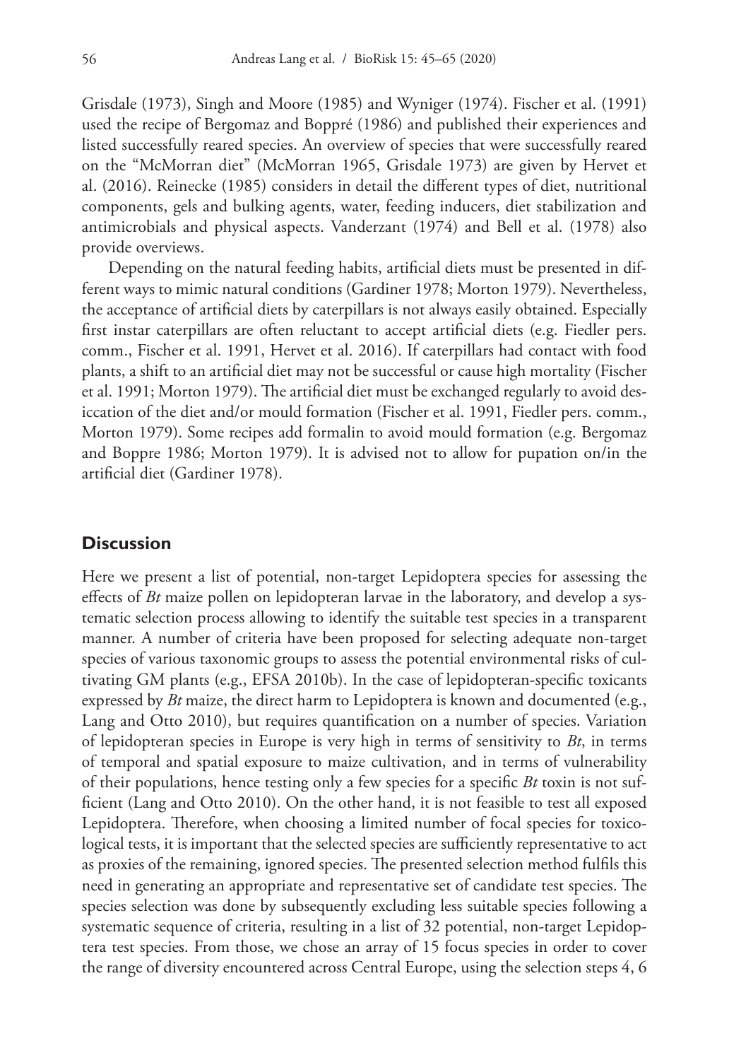Grisdale (1973), Singh and Moore (1985) and Wyniger (1974). Fischer et al. (1991) used the recipe of Bergomaz and Boppré (1986) and published their experiences and listed successfully reared species. An overview of species that were successfully reared on the "McMorran diet" (McMorran 1965, Grisdale 1973) are given by Hervet et al. (2016). Reinecke (1985) considers in detail the different types of diet, nutritional components, gels and bulking agents, water, feeding inducers, diet stabilization and antimicrobials and physical aspects. Vanderzant (1974) and Bell et al. (1978) also provide overviews.

Depending on the natural feeding habits, artificial diets must be presented in different ways to mimic natural conditions (Gardiner 1978; Morton 1979). Nevertheless, the acceptance of artificial diets by caterpillars is not always easily obtained. Especially first instar caterpillars are often reluctant to accept artificial diets (e.g. Fiedler pers. comm., Fischer et al. 1991, Hervet et al. 2016). If caterpillars had contact with food plants, a shift to an artificial diet may not be successful or cause high mortality (Fischer et al. 1991; Morton 1979). The artificial diet must be exchanged regularly to avoid desiccation of the diet and/or mould formation (Fischer et al. 1991, Fiedler pers. comm., Morton 1979). Some recipes add formalin to avoid mould formation (e.g. Bergomaz and Boppre 1986; Morton 1979). It is advised not to allow for pupation on/in the artificial diet (Gardiner 1978).

## Discussion

Here we present a list of potential, non-target Lepidoptera species for assessing the effects of *Bt* maize pollen on lepidopteran larvae in the laboratory, and develop a systematic selection process allowing to identify the suitable test species in a transparent manner. A number of criteria have been proposed for selecting adequate non-target species of various taxonomic groups to assess the potential environmental risks of cultivating GM plants (e.g., EFSA 2010b). In the case of lepidopteran-specific toxicants expressed by *Bt* maize, the direct harm to Lepidoptera is known and documented (e.g., Lang and Otto 2010), but requires quantification on a number of species. Variation of lepidopteran species in Europe is very high in terms of sensitivity to *Bt*, in terms of temporal and spatial exposure to maize cultivation, and in terms of vulnerability of their populations, hence testing only a few species for a specific *Bt* toxin is not sufficient (Lang and Otto 2010). On the other hand, it is not feasible to test all exposed Lepidoptera. Therefore, when choosing a limited number of focal species for toxicological tests, it is important that the selected species are sufficiently representative to act as proxies of the remaining, ignored species. The presented selection method fulfils this need in generating an appropriate and representative set of candidate test species. The species selection was done by subsequently excluding less suitable species following a systematic sequence of criteria, resulting in a list of 32 potential, non-target Lepidoptera test species. From those, we chose an array of 15 focus species in order to cover the range of diversity encountered across Central Europe, using the selection steps 4, 6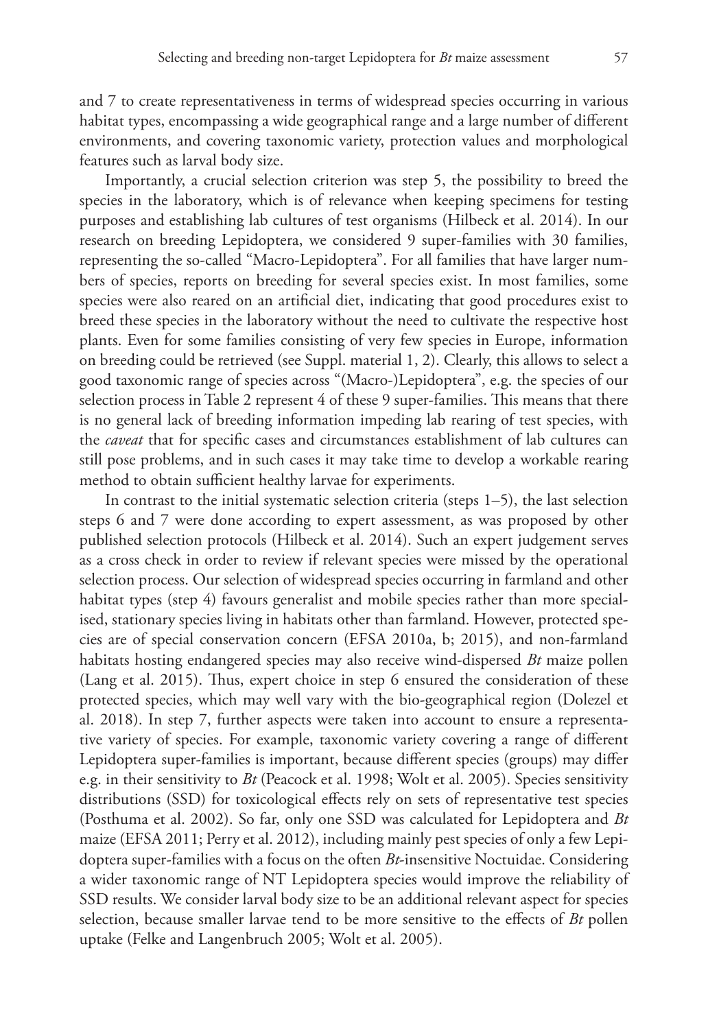and 7 to create representativeness in terms of widespread species occurring in various habitat types, encompassing a wide geographical range and a large number of different environments, and covering taxonomic variety, protection values and morphological features such as larval body size.

Importantly, a crucial selection criterion was step 5, the possibility to breed the species in the laboratory, which is of relevance when keeping specimens for testing purposes and establishing lab cultures of test organisms (Hilbeck et al. 2014). In our research on breeding Lepidoptera, we considered 9 super-families with 30 families, representing the so-called "Macro-Lepidoptera". For all families that have larger numbers of species, reports on breeding for several species exist. In most families, some species were also reared on an artificial diet, indicating that good procedures exist to breed these species in the laboratory without the need to cultivate the respective host plants. Even for some families consisting of very few species in Europe, information on breeding could be retrieved (see Suppl. material 1, 2). Clearly, this allows to select a good taxonomic range of species across "(Macro-)Lepidoptera", e.g. the species of our selection process in Table 2 represent 4 of these 9 super-families. This means that there is no general lack of breeding information impeding lab rearing of test species, with the *caveat* that for specific cases and circumstances establishment of lab cultures can still pose problems, and in such cases it may take time to develop a workable rearing method to obtain sufficient healthy larvae for experiments.

In contrast to the initial systematic selection criteria (steps 1–5), the last selection steps 6 and 7 were done according to expert assessment, as was proposed by other published selection protocols (Hilbeck et al. 2014). Such an expert judgement serves as a cross check in order to review if relevant species were missed by the operational selection process. Our selection of widespread species occurring in farmland and other habitat types (step 4) favours generalist and mobile species rather than more specialised, stationary species living in habitats other than farmland. However, protected species are of special conservation concern (EFSA 2010a, b; 2015), and non-farmland habitats hosting endangered species may also receive wind-dispersed *Bt* maize pollen (Lang et al. 2015). Thus, expert choice in step 6 ensured the consideration of these protected species, which may well vary with the bio-geographical region (Dolezel et al. 2018). In step 7, further aspects were taken into account to ensure a representative variety of species. For example, taxonomic variety covering a range of different Lepidoptera super-families is important, because different species (groups) may differ e.g. in their sensitivity to *Bt* (Peacock et al. 1998; Wolt et al. 2005). Species sensitivity distributions (SSD) for toxicological effects rely on sets of representative test species (Posthuma et al. 2002). So far, only one SSD was calculated for Lepidoptera and *Bt* maize (EFSA 2011; Perry et al. 2012), including mainly pest species of only a few Lepidoptera super-families with a focus on the often *Bt*-insensitive Noctuidae. Considering a wider taxonomic range of NT Lepidoptera species would improve the reliability of SSD results. We consider larval body size to be an additional relevant aspect for species selection, because smaller larvae tend to be more sensitive to the effects of *Bt* pollen uptake (Felke and Langenbruch 2005; Wolt et al. 2005).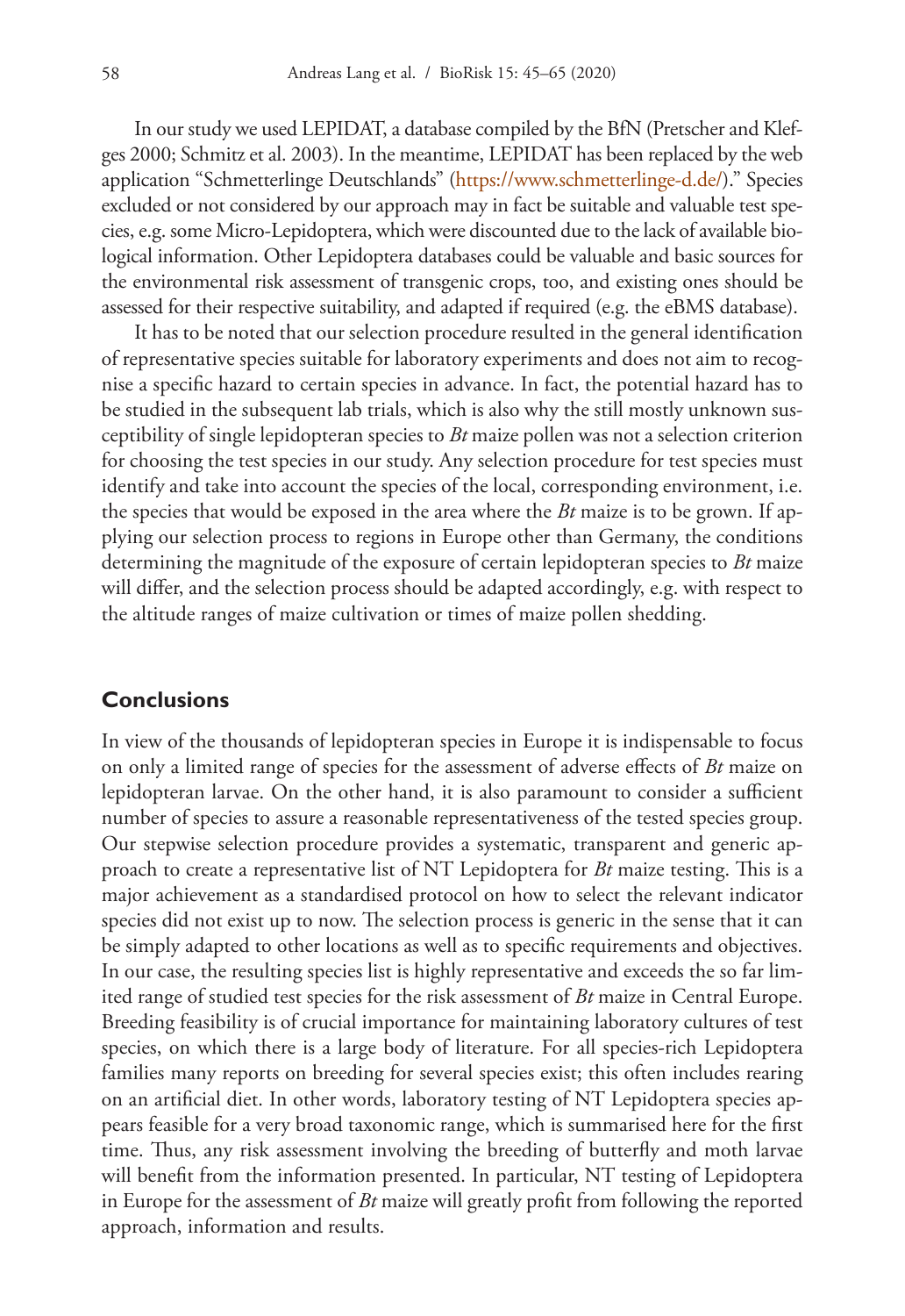In our study we used LEPIDAT, a database compiled by the BfN (Pretscher and Klefges 2000; Schmitz et al. 2003). In the meantime, LEPIDAT has been replaced by the web application "Schmetterlinge Deutschlands" (https://www.schmetterlinge-d.de/)." Species excluded or not considered by our approach may in fact be suitable and valuable test species, e.g. some Micro-Lepidoptera, which were discounted due to the lack of available biological information. Other Lepidoptera databases could be valuable and basic sources for the environmental risk assessment of transgenic crops, too, and existing ones should be assessed for their respective suitability, and adapted if required (e.g. the eBMS database).

It has to be noted that our selection procedure resulted in the general identification of representative species suitable for laboratory experiments and does not aim to recognise a specific hazard to certain species in advance. In fact, the potential hazard has to be studied in the subsequent lab trials, which is also why the still mostly unknown susceptibility of single lepidopteran species to *Bt* maize pollen was not a selection criterion for choosing the test species in our study. Any selection procedure for test species must identify and take into account the species of the local, corresponding environment, i.e. the species that would be exposed in the area where the *Bt* maize is to be grown. If applying our selection process to regions in Europe other than Germany, the conditions determining the magnitude of the exposure of certain lepidopteran species to *Bt* maize will differ, and the selection process should be adapted accordingly, e.g. with respect to the altitude ranges of maize cultivation or times of maize pollen shedding.

## Conclusions

In view of the thousands of lepidopteran species in Europe it is indispensable to focus on only a limited range of species for the assessment of adverse effects of *Bt* maize on lepidopteran larvae. On the other hand, it is also paramount to consider a sufficient number of species to assure a reasonable representativeness of the tested species group. Our stepwise selection procedure provides a systematic, transparent and generic approach to create a representative list of NT Lepidoptera for *Bt* maize testing. This is a major achievement as a standardised protocol on how to select the relevant indicator species did not exist up to now. The selection process is generic in the sense that it can be simply adapted to other locations as well as to specific requirements and objectives. In our case, the resulting species list is highly representative and exceeds the so far limited range of studied test species for the risk assessment of *Bt* maize in Central Europe. Breeding feasibility is of crucial importance for maintaining laboratory cultures of test species, on which there is a large body of literature. For all species-rich Lepidoptera families many reports on breeding for several species exist; this often includes rearing on an artificial diet. In other words, laboratory testing of NT Lepidoptera species appears feasible for a very broad taxonomic range, which is summarised here for the first time. Thus, any risk assessment involving the breeding of butterfly and moth larvae will benefit from the information presented. In particular, NT testing of Lepidoptera in Europe for the assessment of *Bt* maize will greatly profit from following the reported approach, information and results.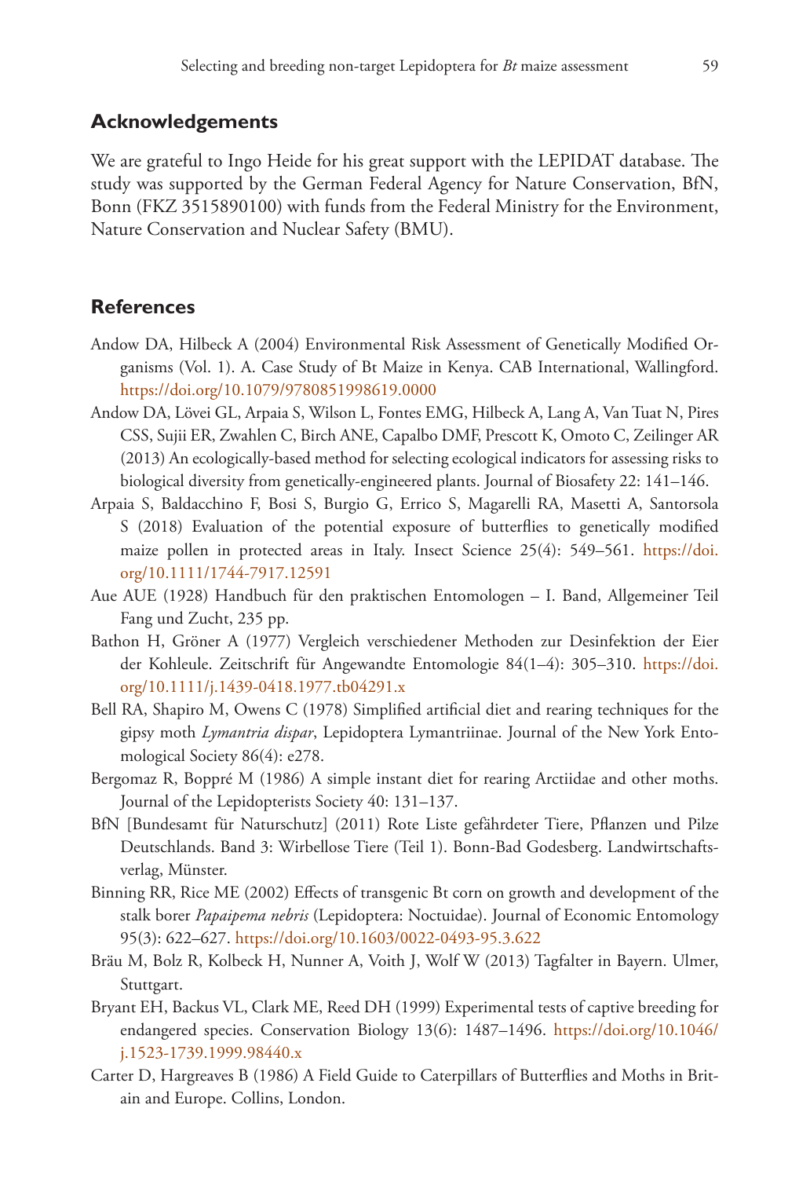## Acknowledgements

We are grateful to Ingo Heide for his great support with the LEPIDAT database. The study was supported by the German Federal Agency for Nature Conservation, BfN, Bonn (FKZ 3515890100) with funds from the Federal Ministry for the Environment, Nature Conservation and Nuclear Safety (BMU).

## References

Andow DA, Hilbeck A (2004) Environmental Risk Assessment of Genetically Modified Organisms (Vol. 1). A. Case Study of Bt Maize in Kenya. CAB International, Wallingford. https://doi.org/10.1079/9780851998619.0000

Andow DA, Lövei GL, Arpaia S, Wilson L, Fontes EMG, Hilbeck A, Lang A, Van Tuat N, Pires CSS, Sujii ER, Zwahlen C, Birch ANE, Capalbo DMF, Prescott K, Omoto C, Zeilinger AR (2013) An ecologically-based method for selecting ecological indicators for assessing risks to biological diversity from genetically-engineered plants. Journal of Biosafety 22: 141–146.

Arpaia S, Baldacchino F, Bosi S, Burgio G, Errico S, Magarelli RA, Masetti A, Santorsola S (2018) Evaluation of the potential exposure of butterflies to genetically modified maize pollen in protected areas in Italy. Insect Science 25(4): 549–561. https://doi.org/10.1111/1744-7917.12591

Aue AUE (1928) Handbuch für den praktischen Entomologen – I. Band, Allgemeiner Teil Fang und Zucht, 235 pp.

Bathon H, Gröner A (1977) Vergleich verschiedener Methoden zur Desinfektion der Eier der Kohleule. Zeitschrift für Angewandte Entomologie 84(1–4): 305–310. https://doi.org/10.1111/j.1439-0418.1977.tb04291.x

Bell RA, Shapiro M, Owens C (1978) Simplified artificial diet and rearing techniques for the gipsy moth *Lymantria dispar*, Lepidoptera Lymantriinae. Journal of the New York Entomological Society 86(4): e278.

Bergomaz R, Boppré M (1986) A simple instant diet for rearing Arctiidae and other moths. Journal of the Lepidopterists Society 40: 131–137.

BfN [Bundesamt für Naturschutz] (2011) Rote Liste gefährdeter Tiere, Pflanzen und Pilze Deutschlands. Band 3: Wirbellose Tiere (Teil 1). Bonn-Bad Godesberg. Landwirtschaftsverlag, Münster.

Binning RR, Rice ME (2002) Effects of transgenic Bt corn on growth and development of the stalk borer *Papaipema nebris* (Lepidoptera: Noctuidae). Journal of Economic Entomology 95(3): 622–627. https://doi.org/10.1603/0022-0493-95.3.622

Bräu M, Bolz R, Kolbeck H, Nunner A, Voith J, Wolf W (2013) Tagfalter in Bayern. Ulmer, Stuttgart.

Bryant EH, Backus VL, Clark ME, Reed DH (1999) Experimental tests of captive breeding for endangered species. Conservation Biology 13(6): 1487–1496. https://doi.org/10.1046/j.1523-1739.1999.98440.x

Carter D, Hargreaves B (1986) A Field Guide to Caterpillars of Butterflies and Moths in Britain and Europe. Collins, London.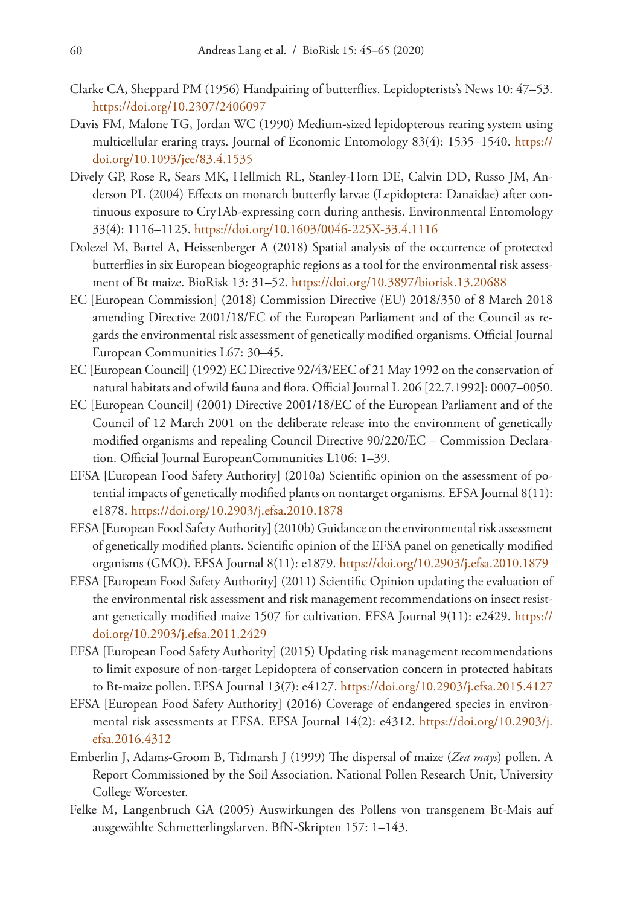Clarke CA, Sheppard PM (1956) Handpairing of butterflies. Lepidopterists's News 10: 47–53. https://doi.org/10.2307/2406097

Davis FM, Malone TG, Jordan WC (1990) Medium-sized lepidopterous rearing system using multicellular eraring trays. Journal of Economic Entomology 83(4): 1535–1540. https://doi.org/10.1093/jee/83.4.1535

Dively GP, Rose R, Sears MK, Hellmich RL, Stanley-Horn DE, Calvin DD, Russo JM, Anderson PL (2004) Effects on monarch butterfly larvae (Lepidoptera: Danaidae) after continuous exposure to Cry1Ab-expressing corn during anthesis. Environmental Entomology 33(4): 1116–1125. https://doi.org/10.1603/0046-225X-33.4.1116

Dolezel M, Bartel A, Heissenberger A (2018) Spatial analysis of the occurrence of protected butterflies in six European biogeographic regions as a tool for the environmental risk assessment of Bt maize. BioRisk 13: 31–52. https://doi.org/10.3897/biorisk.13.20688

EC [European Commission] (2018) Commission Directive (EU) 2018/350 of 8 March 2018 amending Directive 2001/18/EC of the European Parliament and of the Council as regards the environmental risk assessment of genetically modified organisms. Official Journal European Communities L67: 30–45.

EC [European Council] (1992) EC Directive 92/43/EEC of 21 May 1992 on the conservation of natural habitats and of wild fauna and flora. Official Journal L 206 [22.7.1992]: 0007–0050.

EC [European Council] (2001) Directive 2001/18/EC of the European Parliament and of the Council of 12 March 2001 on the deliberate release into the environment of genetically modified organisms and repealing Council Directive 90/220/EC – Commission Declaration. Official Journal EuropeanCommunities L106: 1–39.

EFSA [European Food Safety Authority] (2010a) Scientific opinion on the assessment of potential impacts of genetically modified plants on nontarget organisms. EFSA Journal 8(11): e1878. https://doi.org/10.2903/j.efsa.2010.1878

EFSA [European Food Safety Authority] (2010b) Guidance on the environmental risk assessment of genetically modified plants. Scientific opinion of the EFSA panel on genetically modified organisms (GMO). EFSA Journal 8(11): e1879. https://doi.org/10.2903/j.efsa.2010.1879

EFSA [European Food Safety Authority] (2011) Scientific Opinion updating the evaluation of the environmental risk assessment and risk management recommendations on insect resistant genetically modified maize 1507 for cultivation. EFSA Journal 9(11): e2429. https://doi.org/10.2903/j.efsa.2011.2429

EFSA [European Food Safety Authority] (2015) Updating risk management recommendations to limit exposure of non-target Lepidoptera of conservation concern in protected habitats to Bt-maize pollen. EFSA Journal 13(7): e4127. https://doi.org/10.2903/j.efsa.2015.4127

EFSA [European Food Safety Authority] (2016) Coverage of endangered species in environmental risk assessments at EFSA. EFSA Journal 14(2): e4312. https://doi.org/10.2903/j.efsa.2016.4312

Emberlin J, Adams-Groom B, Tidmarsh J (1999) The dispersal of maize (*Zea mays*) pollen. A Report Commissioned by the Soil Association. National Pollen Research Unit, University College Worcester.

Felke M, Langenbruch GA (2005) Auswirkungen des Pollens von transgenem Bt-Mais auf ausgewählte Schmetterlingslarven. BfN-Skripten 157: 1–143.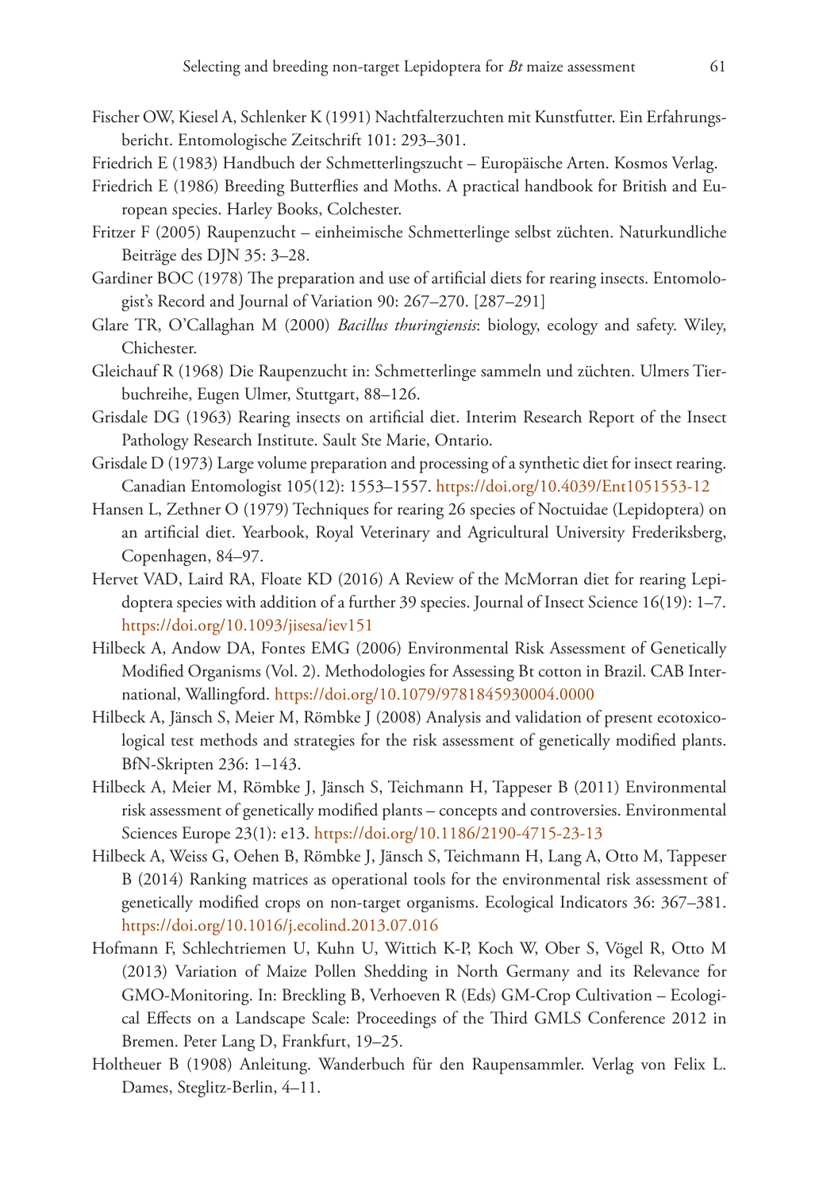Fischer OW, Kiesel A, Schlenker K (1991) Nachtfalterzuchten mit Kunstfutter. Ein Erfahrungsbericht. Entomologische Zeitschrift 101: 293–301.

Friedrich E (1983) Handbuch der Schmetterlingszucht – Europäische Arten. Kosmos Verlag.

Friedrich E (1986) Breeding Butterflies and Moths. A practical handbook for British and European species. Harley Books, Colchester.

Fritzer F (2005) Raupenzucht – einheimische Schmetterlinge selbst züchten. Naturkundliche Beiträge des DJN 35: 3–28.

Gardiner BOC (1978) The preparation and use of artificial diets for rearing insects. Entomologist's Record and Journal of Variation 90: 267–270. [287–291]

Glare TR, O'Callaghan M (2000) *Bacillus thuringiensis*: biology, ecology and safety. Wiley, Chichester.

Gleichauf R (1968) Die Raupenzucht in: Schmetterlinge sammeln und züchten. Ulmers Tierbuchreihe, Eugen Ulmer, Stuttgart, 88–126.

Grisdale DG (1963) Rearing insects on artificial diet. Interim Research Report of the Insect Pathology Research Institute. Sault Ste Marie, Ontario.

Grisdale D (1973) Large volume preparation and processing of a synthetic diet for insect rearing. Canadian Entomologist 105(12): 1553–1557. https://doi.org/10.4039/Ent1051553-12

Hansen L, Zethner O (1979) Techniques for rearing 26 species of Noctuidae (Lepidoptera) on an artificial diet. Yearbook, Royal Veterinary and Agricultural University Frederiksberg, Copenhagen, 84–97.

Hervet VAD, Laird RA, Floate KD (2016) A Review of the McMorran diet for rearing Lepidoptera species with addition of a further 39 species. Journal of Insect Science 16(19): 1–7. https://doi.org/10.1093/jisesa/iev151

Hilbeck A, Andow DA, Fontes EMG (2006) Environmental Risk Assessment of Genetically Modified Organisms (Vol. 2). Methodologies for Assessing Bt cotton in Brazil. CAB International, Wallingford. https://doi.org/10.1079/9781845930004.0000

Hilbeck A, Jänsch S, Meier M, Römbke J (2008) Analysis and validation of present ecotoxicological test methods and strategies for the risk assessment of genetically modified plants. BfN-Skripten 236: 1–143.

Hilbeck A, Meier M, Römbke J, Jänsch S, Teichmann H, Tappeser B (2011) Environmental risk assessment of genetically modified plants – concepts and controversies. Environmental Sciences Europe 23(1): e13. https://doi.org/10.1186/2190-4715-23-13

Hilbeck A, Weiss G, Oehen B, Römbke J, Jänsch S, Teichmann H, Lang A, Otto M, Tappeser B (2014) Ranking matrices as operational tools for the environmental risk assessment of genetically modified crops on non-target organisms. Ecological Indicators 36: 367–381. https://doi.org/10.1016/j.ecolind.2013.07.016

Hofmann F, Schlechtriemen U, Kuhn U, Wittich K-P, Koch W, Ober S, Vögel R, Otto M (2013) Variation of Maize Pollen Shedding in North Germany and its Relevance for GMO-Monitoring. In: Breckling B, Verhoeven R (Eds) GM-Crop Cultivation – Ecological Effects on a Landscape Scale: Proceedings of the Third GMLS Conference 2012 in Bremen. Peter Lang D, Frankfurt, 19–25.

Holtheuer B (1908) Anleitung. Wanderbuch für den Raupensammler. Verlag von Felix L. Dames, Steglitz-Berlin, 4–11.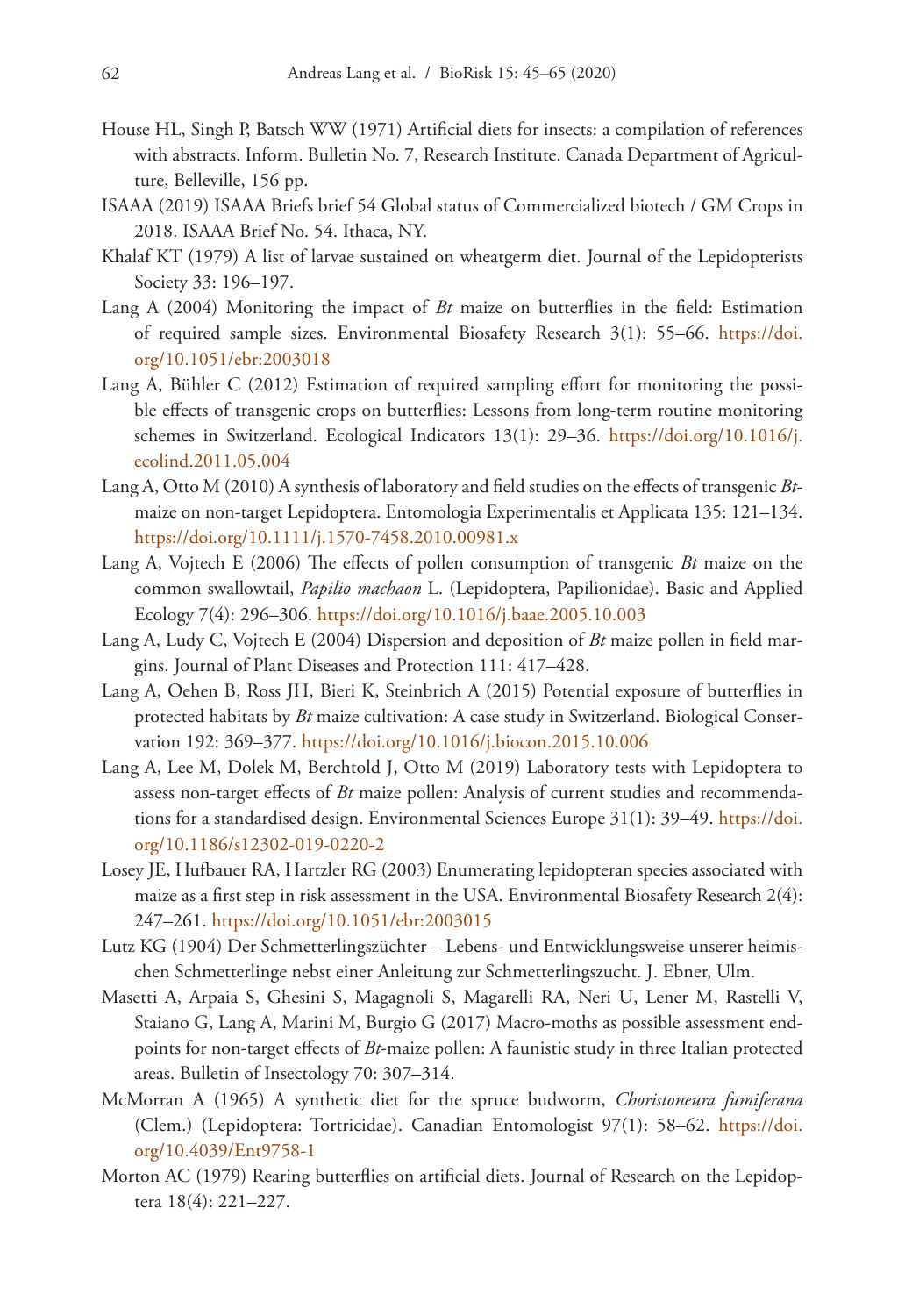House HL, Singh P, Batsch WW (1971) Artificial diets for insects: a compilation of references with abstracts. Inform. Bulletin No. 7, Research Institute. Canada Department of Agriculture, Belleville, 156 pp.

ISAAA (2019) ISAAA Briefs brief 54 Global status of Commercialized biotech / GM Crops in 2018. ISAAA Brief No. 54. Ithaca, NY.

Khalaf KT (1979) A list of larvae sustained on wheatgerm diet. Journal of the Lepidopterists Society 33: 196–197.

Lang A (2004) Monitoring the impact of *Bt* maize on butterflies in the field: Estimation of required sample sizes. Environmental Biosafety Research 3(1): 55–66. https://doi.org/10.1051/ebr:2003018

Lang A, Bühler C (2012) Estimation of required sampling effort for monitoring the possible effects of transgenic crops on butterflies: Lessons from long-term routine monitoring schemes in Switzerland. Ecological Indicators 13(1): 29–36. https://doi.org/10.1016/j.ecolind.2011.05.004

Lang A, Otto M (2010) A synthesis of laboratory and field studies on the effects of transgenic *Bt*-maize on non-target Lepidoptera. Entomologia Experimentalis et Applicata 135: 121–134. https://doi.org/10.1111/j.1570-7458.2010.00981.x

Lang A, Vojtech E (2006) The effects of pollen consumption of transgenic *Bt* maize on the common swallowtail, *Papilio machaon* L. (Lepidoptera, Papilionidae). Basic and Applied Ecology 7(4): 296–306. https://doi.org/10.1016/j.baae.2005.10.003

Lang A, Ludy C, Vojtech E (2004) Dispersion and deposition of *Bt* maize pollen in field margins. Journal of Plant Diseases and Protection 111: 417–428.

Lang A, Oehen B, Ross JH, Bieri K, Steinbrich A (2015) Potential exposure of butterflies in protected habitats by *Bt* maize cultivation: A case study in Switzerland. Biological Conservation 192: 369–377. https://doi.org/10.1016/j.biocon.2015.10.006

Lang A, Lee M, Dolek M, Berchtold J, Otto M (2019) Laboratory tests with Lepidoptera to assess non-target effects of *Bt* maize pollen: Analysis of current studies and recommendations for a standardised design. Environmental Sciences Europe 31(1): 39–49. https://doi.org/10.1186/s12302-019-0220-2

Losey JE, Hufbauer RA, Hartzler RG (2003) Enumerating lepidopteran species associated with maize as a first step in risk assessment in the USA. Environmental Biosafety Research 2(4): 247–261. https://doi.org/10.1051/ebr:2003015

Lutz KG (1904) Der Schmetterlingszüchter – Lebens- und Entwicklungsweise unserer heimischen Schmetterlinge nebst einer Anleitung zur Schmetterlingszucht. J. Ebner, Ulm.

Masetti A, Arpaia S, Ghesini S, Magagnoli S, Magarelli RA, Neri U, Lener M, Rastelli V, Staiano G, Lang A, Marini M, Burgio G (2017) Macro-moths as possible assessment endpoints for non-target effects of *Bt*-maize pollen: A faunistic study in three Italian protected areas. Bulletin of Insectology 70: 307–314.

McMorran A (1965) A synthetic diet for the spruce budworm, *Choristoneura fumiferana* (Clem.) (Lepidoptera: Tortricidae). Canadian Entomologist 97(1): 58–62. https://doi.org/10.4039/Ent9758-1

Morton AC (1979) Rearing butterflies on artificial diets. Journal of Research on the Lepidoptera 18(4): 221–227.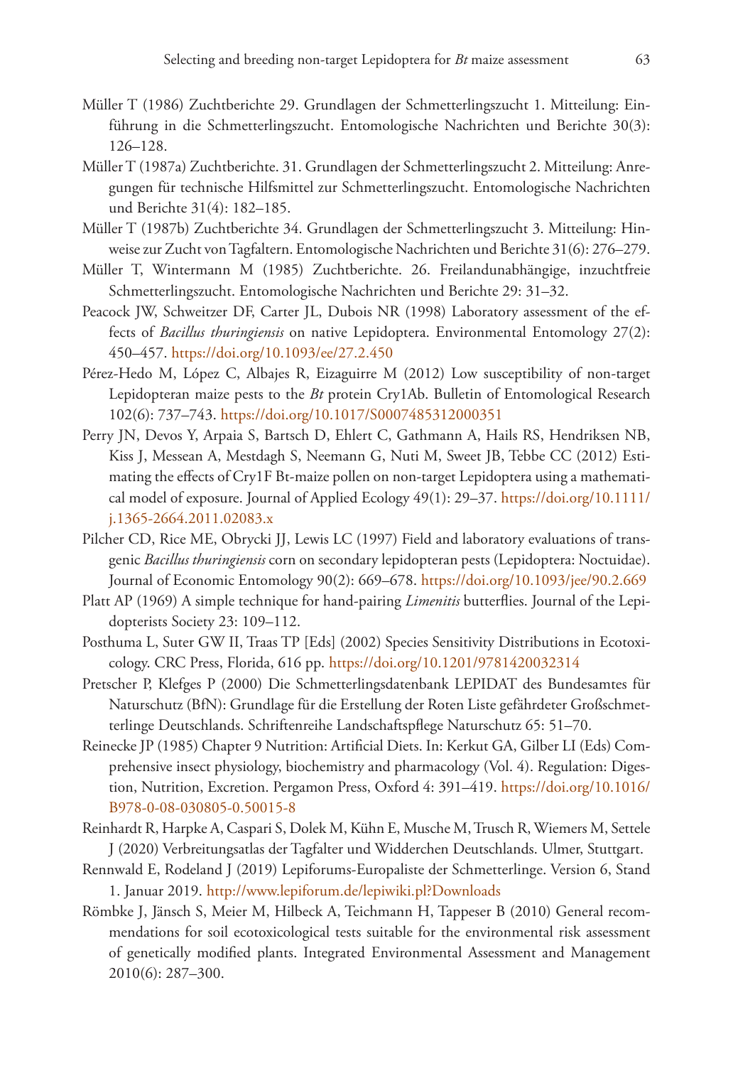Müller T (1986) Zuchtberichte 29. Grundlagen der Schmetterlingszucht 1. Mitteilung: Einführung in die Schmetterlingszucht. Entomologische Nachrichten und Berichte 30(3): 126–128.

Müller T (1987a) Zuchtberichte. 31. Grundlagen der Schmetterlingszucht 2. Mitteilung: Anregungen für technische Hilfsmittel zur Schmetterlingszucht. Entomologische Nachrichten und Berichte 31(4): 182–185.

Müller T (1987b) Zuchtberichte 34. Grundlagen der Schmetterlingszucht 3. Mitteilung: Hinweise zur Zucht von Tagfaltern. Entomologische Nachrichten und Berichte 31(6): 276–279.

Müller T, Wintermann M (1985) Zuchtberichte. 26. Freilandunabhängige, inzuchtfreie Schmetterlingszucht. Entomologische Nachrichten und Berichte 29: 31–32.

Peacock JW, Schweitzer DF, Carter JL, Dubois NR (1998) Laboratory assessment of the effects of *Bacillus thuringiensis* on native Lepidoptera. Environmental Entomology 27(2): 450–457. https://doi.org/10.1093/ee/27.2.450

Pérez-Hedo M, López C, Albajes R, Eizaguirre M (2012) Low susceptibility of non-target Lepidopteran maize pests to the *Bt* protein Cry1Ab. Bulletin of Entomological Research 102(6): 737–743. https://doi.org/10.1017/S0007485312000351

Perry JN, Devos Y, Arpaia S, Bartsch D, Ehlert C, Gathmann A, Hails RS, Hendriksen NB, Kiss J, Messean A, Mestdagh S, Neemann G, Nuti M, Sweet JB, Tebbe CC (2012) Estimating the effects of Cry1F Bt-maize pollen on non-target Lepidoptera using a mathematical model of exposure. Journal of Applied Ecology 49(1): 29–37. https://doi.org/10.1111/j.1365-2664.2011.02083.x

Pilcher CD, Rice ME, Obrycki JJ, Lewis LC (1997) Field and laboratory evaluations of transgenic *Bacillus thuringiensis* corn on secondary lepidopteran pests (Lepidoptera: Noctuidae). Journal of Economic Entomology 90(2): 669–678. https://doi.org/10.1093/jee/90.2.669

Platt AP (1969) A simple technique for hand-pairing *Limenitis* butterflies. Journal of the Lepidopterists Society 23: 109–112.

Posthuma L, Suter GW II, Traas TP [Eds] (2002) Species Sensitivity Distributions in Ecotoxicology. CRC Press, Florida, 616 pp. https://doi.org/10.1201/9781420032314

Pretscher P, Klefges P (2000) Die Schmetterlingsdatenbank LEPIDAT des Bundesamtes für Naturschutz (BfN): Grundlage für die Erstellung der Roten Liste gefährdeter Großschmetterlinge Deutschlands. Schriftenreihe Landschaftspflege Naturschutz 65: 51–70.

Reinecke JP (1985) Chapter 9 Nutrition: Artificial Diets. In: Kerkut GA, Gilber LI (Eds) Comprehensive insect physiology, biochemistry and pharmacology (Vol. 4). Regulation: Digestion, Nutrition, Excretion. Pergamon Press, Oxford 4: 391–419. https://doi.org/10.1016/B978-0-08-030805-0.50015-8

Reinhardt R, Harpke A, Caspari S, Dolek M, Kühn E, Musche M, Trusch R, Wiemers M, Settele J (2020) Verbreitungsatlas der Tagfalter und Widderchen Deutschlands. Ulmer, Stuttgart.

Rennwald E, Rodeland J (2019) Lepiforums-Europaliste der Schmetterlinge. Version 6, Stand 1. Januar 2019. http://www.lepiforum.de/lepiwiki.pl?Downloads

Römbke J, Jänsch S, Meier M, Hilbeck A, Teichmann H, Tappeser B (2010) General recommendations for soil ecotoxicological tests suitable for the environmental risk assessment of genetically modified plants. Integrated Environmental Assessment and Management 2010(6): 287–300.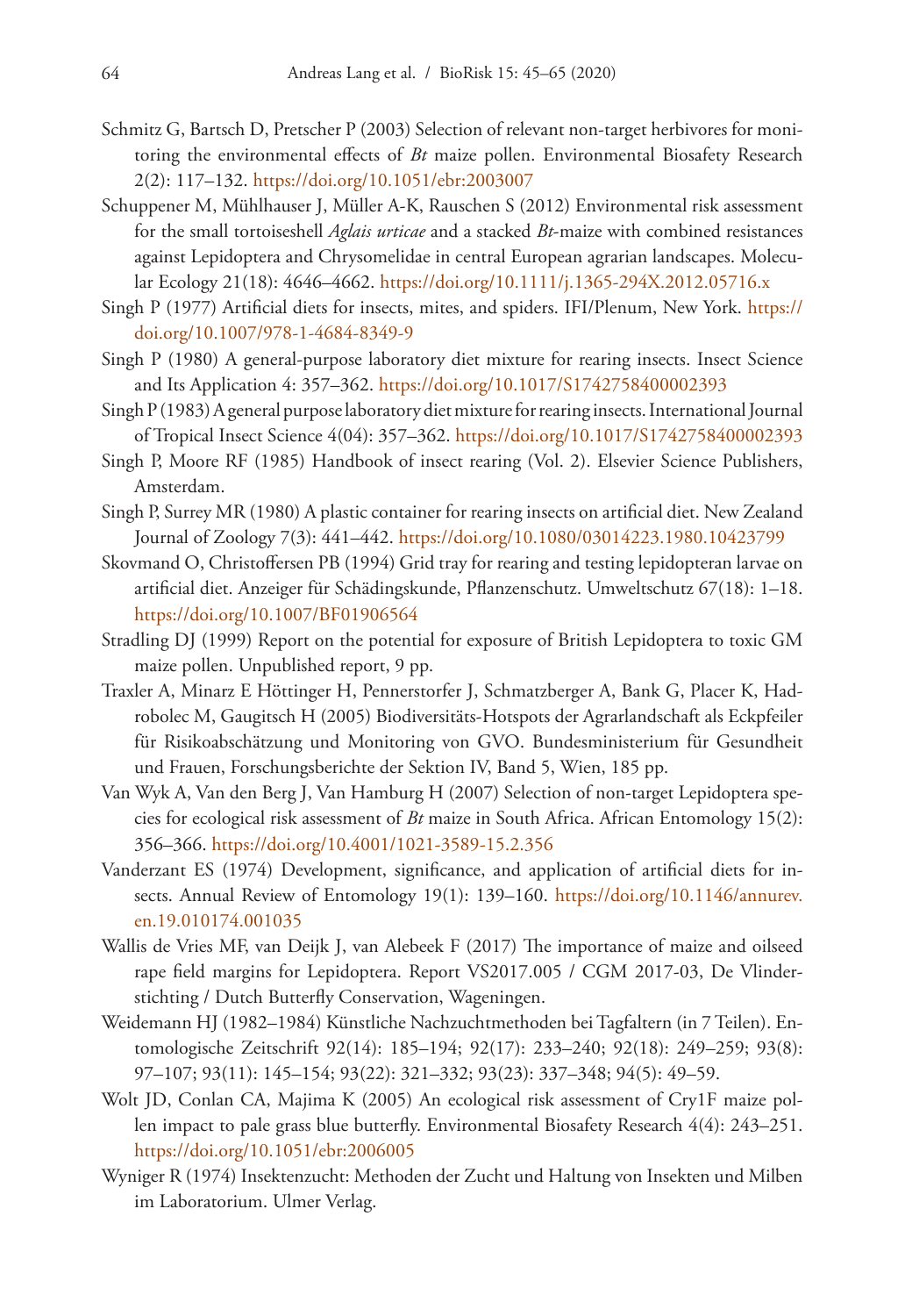Schmitz G, Bartsch D, Pretscher P (2003) Selection of relevant non-target herbivores for monitoring the environmental effects of *Bt* maize pollen. Environmental Biosafety Research 2(2): 117–132. https://doi.org/10.1051/ebr:2003007

Schuppener M, Mühlhauser J, Müller A-K, Rauschen S (2012) Environmental risk assessment for the small tortoiseshell *Aglais urticae* and a stacked *Bt*-maize with combined resistances against Lepidoptera and Chrysomelidae in central European agrarian landscapes. Molecular Ecology 21(18): 4646–4662. https://doi.org/10.1111/j.1365-294X.2012.05716.x

Singh P (1977) Artificial diets for insects, mites, and spiders. IFI/Plenum, New York. https://doi.org/10.1007/978-1-4684-8349-9

Singh P (1980) A general-purpose laboratory diet mixture for rearing insects. Insect Science and Its Application 4: 357–362. https://doi.org/10.1017/S1742758400002393

Singh P (1983) A general purpose laboratory diet mixture for rearing insects. International Journal of Tropical Insect Science 4(04): 357–362. https://doi.org/10.1017/S1742758400002393

Singh P, Moore RF (1985) Handbook of insect rearing (Vol. 2). Elsevier Science Publishers, Amsterdam.

Singh P, Surrey MR (1980) A plastic container for rearing insects on artificial diet. New Zealand Journal of Zoology 7(3): 441–442. https://doi.org/10.1080/03014223.1980.10423799

Skovmand O, Christoffersen PB (1994) Grid tray for rearing and testing lepidopteran larvae on artificial diet. Anzeiger für Schädingskunde, Pflanzenschutz. Umweltschutz 67(18): 1–18. https://doi.org/10.1007/BF01906564

Stradling DJ (1999) Report on the potential for exposure of British Lepidoptera to toxic GM maize pollen. Unpublished report, 9 pp.

Traxler A, Minarz E Höttinger H, Pennerstorfer J, Schmatzberger A, Bank G, Placer K, Hadrobolec M, Gaugitsch H (2005) Biodiversitäts-Hotspots der Agrarlandschaft als Eckpfeiler für Risikoabschätzung und Monitoring von GVO. Bundesministerium für Gesundheit und Frauen, Forschungsberichte der Sektion IV, Band 5, Wien, 185 pp.

Van Wyk A, Van den Berg J, Van Hamburg H (2007) Selection of non-target Lepidoptera species for ecological risk assessment of *Bt* maize in South Africa. African Entomology 15(2): 356–366. https://doi.org/10.4001/1021-3589-15.2.356

Vanderzant ES (1974) Development, significance, and application of artificial diets for insects. Annual Review of Entomology 19(1): 139–160. https://doi.org/10.1146/annurev.en.19.010174.001035

Wallis de Vries MF, van Deijk J, van Alebeek F (2017) The importance of maize and oilseed rape field margins for Lepidoptera. Report VS2017.005 / CGM 2017-03, De Vlinderstichting / Dutch Butterfly Conservation, Wageningen.

Weidemann HJ (1982–1984) Künstliche Nachzuchtmethoden bei Tagfaltern (in 7 Teilen). Entomologische Zeitschrift 92(14): 185–194; 92(17): 233–240; 92(18): 249–259; 93(8): 97–107; 93(11): 145–154; 93(22): 321–332; 93(23): 337–348; 94(5): 49–59.

Wolt JD, Conlan CA, Majima K (2005) An ecological risk assessment of Cry1F maize pollen impact to pale grass blue butterfly. Environmental Biosafety Research 4(4): 243–251. https://doi.org/10.1051/ebr:2006005

Wyniger R (1974) Insektenzucht: Methoden der Zucht und Haltung von Insekten und Milben im Laboratorium. Ulmer Verlag.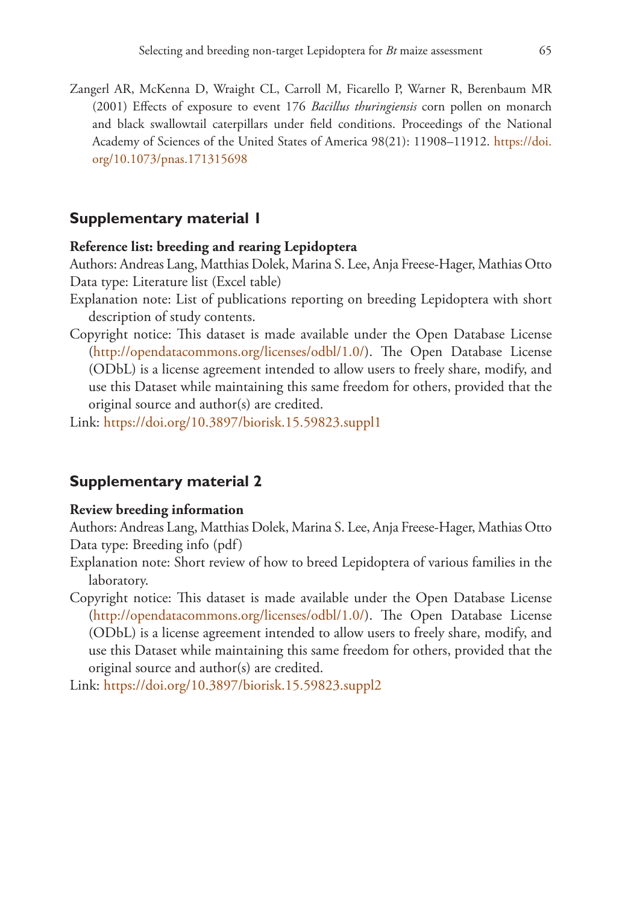Zangerl AR, McKenna D, Wraight CL, Carroll M, Ficarello P, Warner R, Berenbaum MR (2001) Effects of exposure to event 176 *Bacillus thuringiensis* corn pollen on monarch and black swallowtail caterpillars under field conditions. Proceedings of the National Academy of Sciences of the United States of America 98(21): 11908–11912. https://doi.org/10.1073/pnas.171315698

## Supplementary material 1

**Reference list: breeding and rearing Lepidoptera**

Authors: Andreas Lang, Matthias Dolek, Marina S. Lee, Anja Freese-Hager, Mathias Otto

Data type: Literature list (Excel table)

Explanation note: List of publications reporting on breeding Lepidoptera with short description of study contents.

Copyright notice: This dataset is made available under the Open Database License (http://opendatacommons.org/licenses/odbl/1.0/). The Open Database License (ODbL) is a license agreement intended to allow users to freely share, modify, and use this Dataset while maintaining this same freedom for others, provided that the original source and author(s) are credited.

Link: https://doi.org/10.3897/biorisk.15.59823.suppl1

## Supplementary material 2

**Review breeding information**

Authors: Andreas Lang, Matthias Dolek, Marina S. Lee, Anja Freese-Hager, Mathias Otto

Data type: Breeding info (pdf)

Explanation note: Short review of how to breed Lepidoptera of various families in the laboratory.

Copyright notice: This dataset is made available under the Open Database License (http://opendatacommons.org/licenses/odbl/1.0/). The Open Database License (ODbL) is a license agreement intended to allow users to freely share, modify, and use this Dataset while maintaining this same freedom for others, provided that the original source and author(s) are credited.

Link: https://doi.org/10.3897/biorisk.15.59823.suppl2